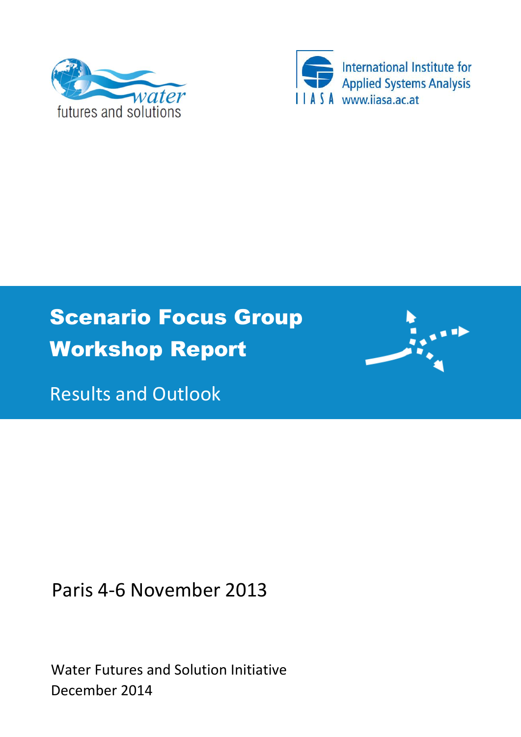water futures and solutions

International Institute for Applied Systems Analysis
IIASA www.iiasa.ac.at

# Scenario Focus Group Workshop Report

## Results and Outlook

Paris 4-6 November 2013

Water Futures and Solution Initiative
December 2014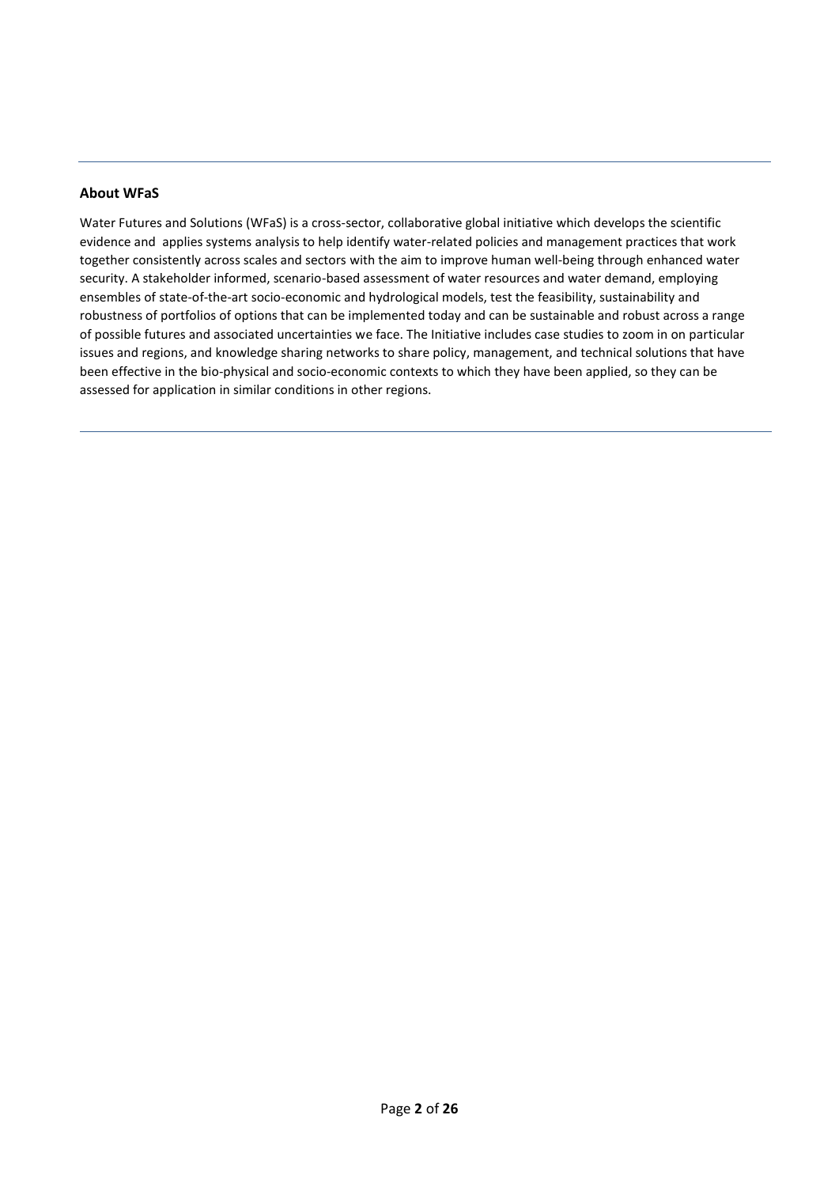## About WFaS

Water Futures and Solutions (WFaS) is a cross-sector, collaborative global initiative which develops the scientific evidence and applies systems analysis to help identify water-related policies and management practices that work together consistently across scales and sectors with the aim to improve human well-being through enhanced water security. A stakeholder informed, scenario-based assessment of water resources and water demand, employing ensembles of state-of-the-art socio-economic and hydrological models, test the feasibility, sustainability and robustness of portfolios of options that can be implemented today and can be sustainable and robust across a range of possible futures and associated uncertainties we face. The Initiative includes case studies to zoom in on particular issues and regions, and knowledge sharing networks to share policy, management, and technical solutions that have been effective in the bio-physical and socio-economic contexts to which they have been applied, so they can be assessed for application in similar conditions in other regions.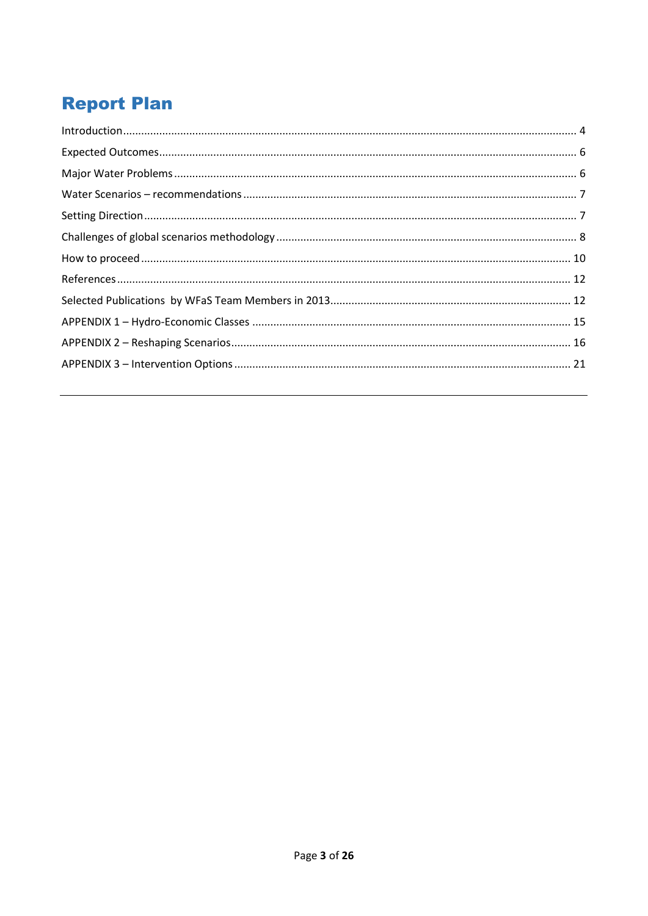# Report Plan

Introduction ........................................................................................................ 4

Expected Outcomes ............................................................................................... 6

Major Water Problems ........................................................................................... 6

Water Scenarios – recommendations ..................................................................... 7

Setting Direction ................................................................................................... 7

Challenges of global scenarios methodology ......................................................... 8

How to proceed ................................................................................................... 10

References ........................................................................................................... 12

Selected Publications  by WFaS Team Members in 2013 ......................................... 12

APPENDIX 1 – Hydro-Economic Classes ................................................................ 15

APPENDIX 2 – Reshaping Scenarios ...................................................................... 16

APPENDIX 3 – Intervention Options ..................................................................... 21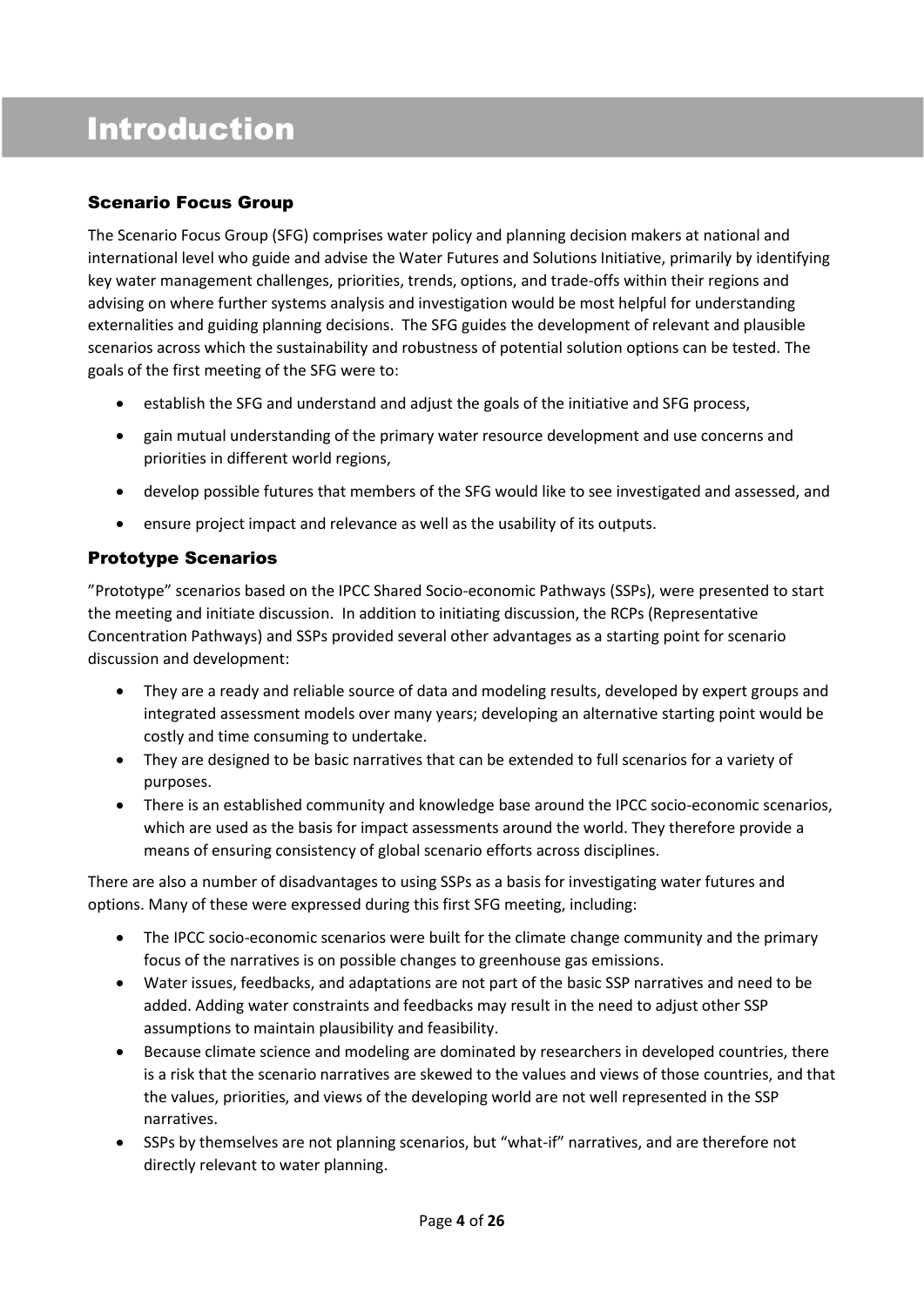# Introduction

## Scenario Focus Group

The Scenario Focus Group (SFG) comprises water policy and planning decision makers at national and international level who guide and advise the Water Futures and Solutions Initiative, primarily by identifying key water management challenges, priorities, trends, options, and trade-offs within their regions and advising on where further systems analysis and investigation would be most helpful for understanding externalities and guiding planning decisions. The SFG guides the development of relevant and plausible scenarios across which the sustainability and robustness of potential solution options can be tested. The goals of the first meeting of the SFG were to:

- establish the SFG and understand and adjust the goals of the initiative and SFG process,
- gain mutual understanding of the primary water resource development and use concerns and priorities in different world regions,
- develop possible futures that members of the SFG would like to see investigated and assessed, and
- ensure project impact and relevance as well as the usability of its outputs.

## Prototype Scenarios

"Prototype" scenarios based on the IPCC Shared Socio-economic Pathways (SSPs), were presented to start the meeting and initiate discussion. In addition to initiating discussion, the RCPs (Representative Concentration Pathways) and SSPs provided several other advantages as a starting point for scenario discussion and development:

- They are a ready and reliable source of data and modeling results, developed by expert groups and integrated assessment models over many years; developing an alternative starting point would be costly and time consuming to undertake.
- They are designed to be basic narratives that can be extended to full scenarios for a variety of purposes.
- There is an established community and knowledge base around the IPCC socio-economic scenarios, which are used as the basis for impact assessments around the world. They therefore provide a means of ensuring consistency of global scenario efforts across disciplines.

There are also a number of disadvantages to using SSPs as a basis for investigating water futures and options. Many of these were expressed during this first SFG meeting, including:

- The IPCC socio-economic scenarios were built for the climate change community and the primary focus of the narratives is on possible changes to greenhouse gas emissions.
- Water issues, feedbacks, and adaptations are not part of the basic SSP narratives and need to be added. Adding water constraints and feedbacks may result in the need to adjust other SSP assumptions to maintain plausibility and feasibility.
- Because climate science and modeling are dominated by researchers in developed countries, there is a risk that the scenario narratives are skewed to the values and views of those countries, and that the values, priorities, and views of the developing world are not well represented in the SSP narratives.
- SSPs by themselves are not planning scenarios, but "what-if" narratives, and are therefore not directly relevant to water planning.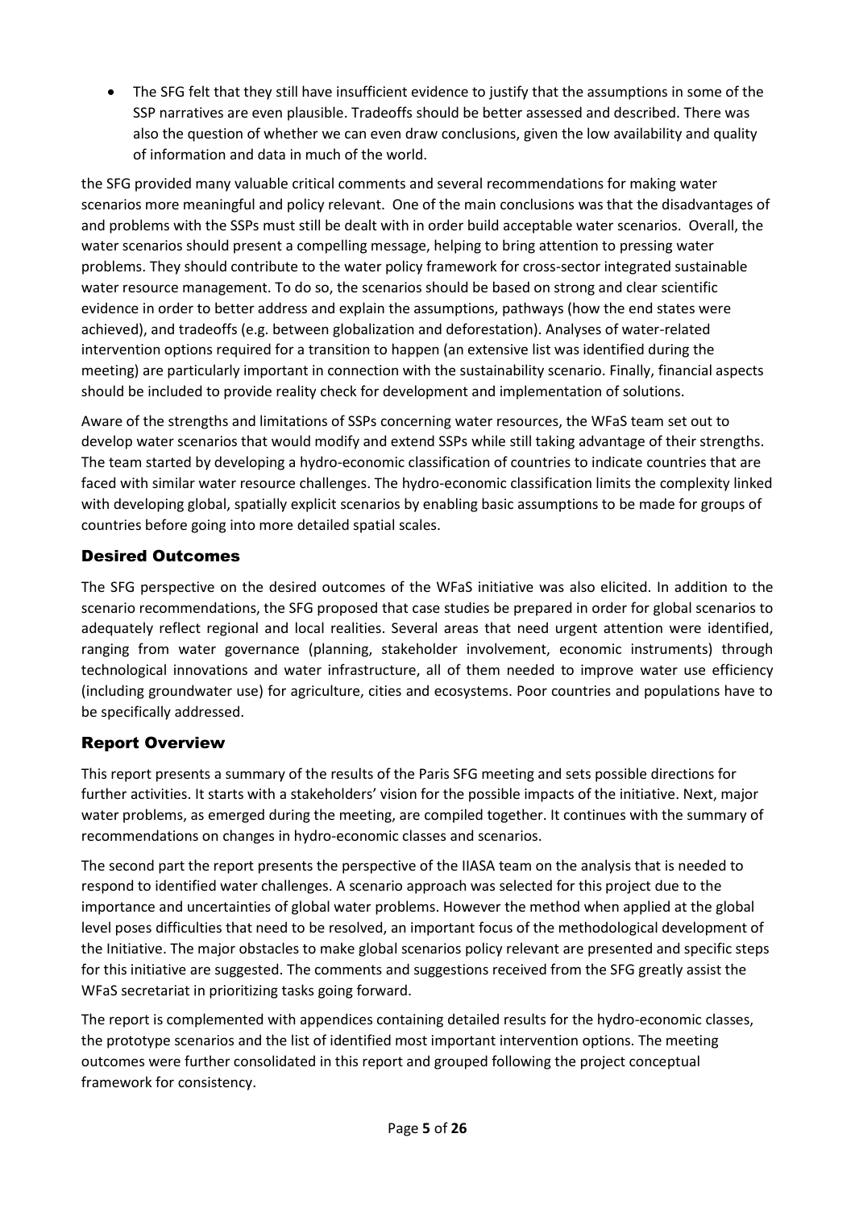- The SFG felt that they still have insufficient evidence to justify that the assumptions in some of the SSP narratives are even plausible. Tradeoffs should be better assessed and described. There was also the question of whether we can even draw conclusions, given the low availability and quality of information and data in much of the world.

the SFG provided many valuable critical comments and several recommendations for making water scenarios more meaningful and policy relevant. One of the main conclusions was that the disadvantages of and problems with the SSPs must still be dealt with in order build acceptable water scenarios. Overall, the water scenarios should present a compelling message, helping to bring attention to pressing water problems. They should contribute to the water policy framework for cross-sector integrated sustainable water resource management. To do so, the scenarios should be based on strong and clear scientific evidence in order to better address and explain the assumptions, pathways (how the end states were achieved), and tradeoffs (e.g. between globalization and deforestation). Analyses of water-related intervention options required for a transition to happen (an extensive list was identified during the meeting) are particularly important in connection with the sustainability scenario. Finally, financial aspects should be included to provide reality check for development and implementation of solutions.

Aware of the strengths and limitations of SSPs concerning water resources, the WFaS team set out to develop water scenarios that would modify and extend SSPs while still taking advantage of their strengths. The team started by developing a hydro-economic classification of countries to indicate countries that are faced with similar water resource challenges. The hydro-economic classification limits the complexity linked with developing global, spatially explicit scenarios by enabling basic assumptions to be made for groups of countries before going into more detailed spatial scales.

## Desired Outcomes

The SFG perspective on the desired outcomes of the WFaS initiative was also elicited. In addition to the scenario recommendations, the SFG proposed that case studies be prepared in order for global scenarios to adequately reflect regional and local realities. Several areas that need urgent attention were identified, ranging from water governance (planning, stakeholder involvement, economic instruments) through technological innovations and water infrastructure, all of them needed to improve water use efficiency (including groundwater use) for agriculture, cities and ecosystems. Poor countries and populations have to be specifically addressed.

## Report Overview

This report presents a summary of the results of the Paris SFG meeting and sets possible directions for further activities. It starts with a stakeholders' vision for the possible impacts of the initiative. Next, major water problems, as emerged during the meeting, are compiled together. It continues with the summary of recommendations on changes in hydro-economic classes and scenarios.

The second part the report presents the perspective of the IIASA team on the analysis that is needed to respond to identified water challenges. A scenario approach was selected for this project due to the importance and uncertainties of global water problems. However the method when applied at the global level poses difficulties that need to be resolved, an important focus of the methodological development of the Initiative. The major obstacles to make global scenarios policy relevant are presented and specific steps for this initiative are suggested. The comments and suggestions received from the SFG greatly assist the WFaS secretariat in prioritizing tasks going forward.

The report is complemented with appendices containing detailed results for the hydro-economic classes, the prototype scenarios and the list of identified most important intervention options. The meeting outcomes were further consolidated in this report and grouped following the project conceptual framework for consistency.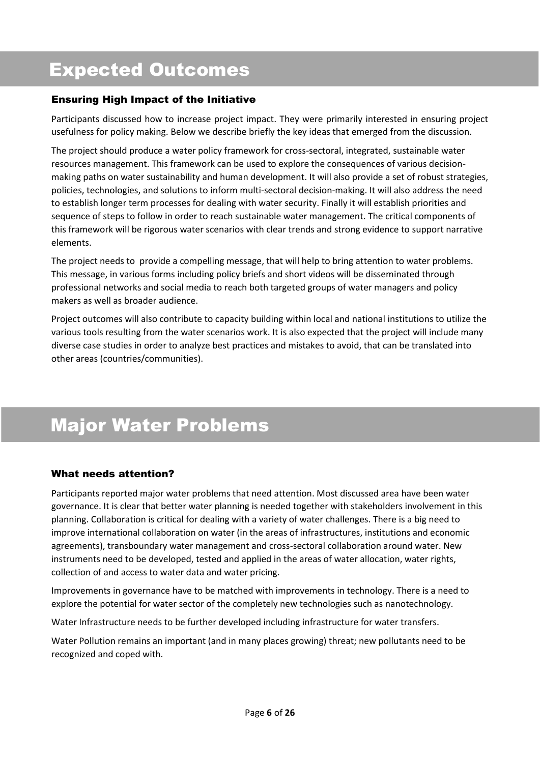# Expected Outcomes

### Ensuring High Impact of the Initiative

Participants discussed how to increase project impact. They were primarily interested in ensuring project usefulness for policy making. Below we describe briefly the key ideas that emerged from the discussion.

The project should produce a water policy framework for cross-sectoral, integrated, sustainable water resources management. This framework can be used to explore the consequences of various decision-making paths on water sustainability and human development. It will also provide a set of robust strategies, policies, technologies, and solutions to inform multi-sectoral decision-making. It will also address the need to establish longer term processes for dealing with water security. Finally it will establish priorities and sequence of steps to follow in order to reach sustainable water management. The critical components of this framework will be rigorous water scenarios with clear trends and strong evidence to support narrative elements.

The project needs to provide a compelling message, that will help to bring attention to water problems. This message, in various forms including policy briefs and short videos will be disseminated through professional networks and social media to reach both targeted groups of water managers and policy makers as well as broader audience.

Project outcomes will also contribute to capacity building within local and national institutions to utilize the various tools resulting from the water scenarios work. It is also expected that the project will include many diverse case studies in order to analyze best practices and mistakes to avoid, that can be translated into other areas (countries/communities).

# Major Water Problems

### What needs attention?

Participants reported major water problems that need attention. Most discussed area have been water governance. It is clear that better water planning is needed together with stakeholders involvement in this planning. Collaboration is critical for dealing with a variety of water challenges. There is a big need to improve international collaboration on water (in the areas of infrastructures, institutions and economic agreements), transboundary water management and cross-sectoral collaboration around water. New instruments need to be developed, tested and applied in the areas of water allocation, water rights, collection of and access to water data and water pricing.

Improvements in governance have to be matched with improvements in technology. There is a need to explore the potential for water sector of the completely new technologies such as nanotechnology.

Water Infrastructure needs to be further developed including infrastructure for water transfers.

Water Pollution remains an important (and in many places growing) threat; new pollutants need to be recognized and coped with.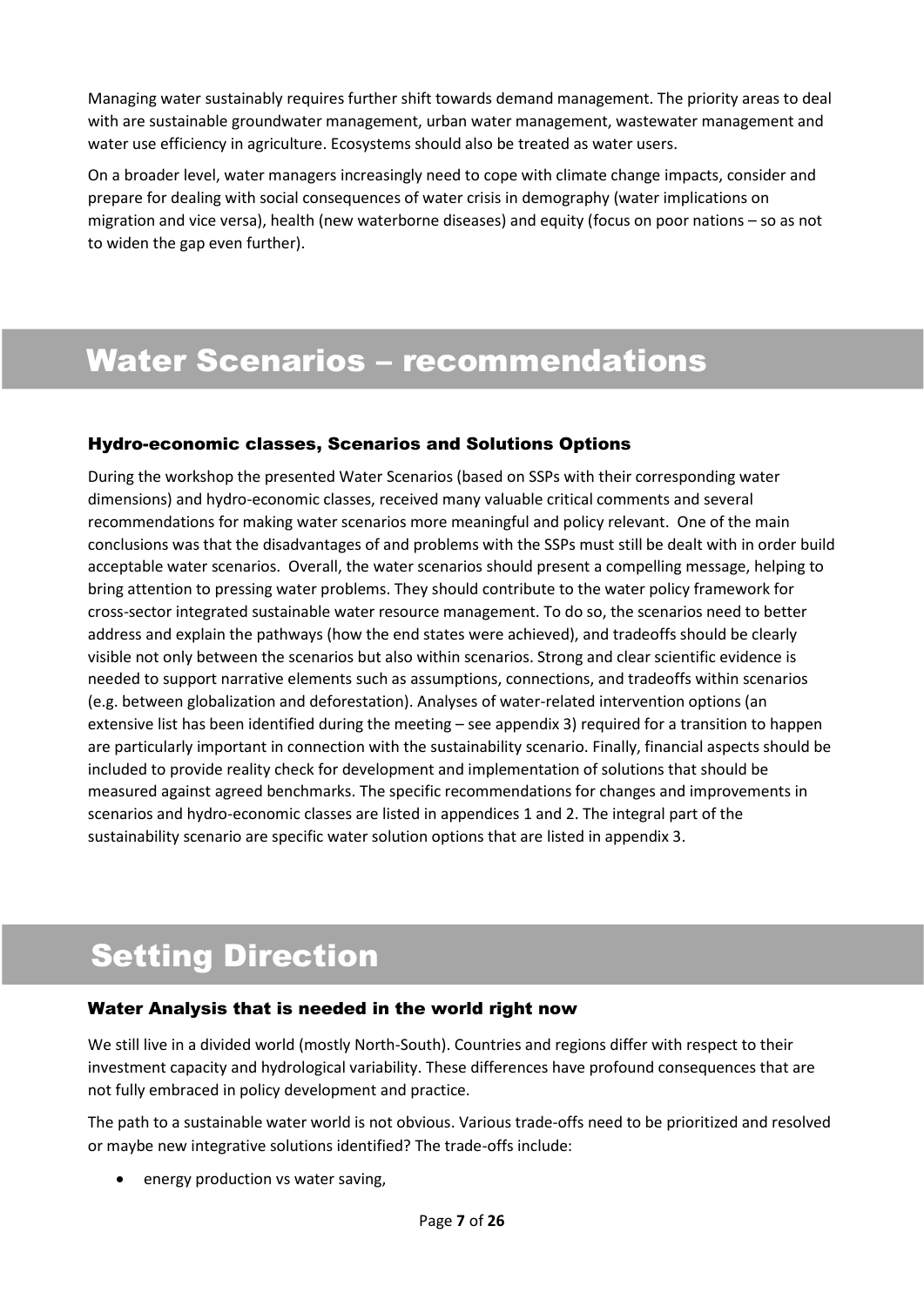Managing water sustainably requires further shift towards demand management. The priority areas to deal with are sustainable groundwater management, urban water management, wastewater management and water use efficiency in agriculture. Ecosystems should also be treated as water users.

On a broader level, water managers increasingly need to cope with climate change impacts, consider and prepare for dealing with social consequences of water crisis in demography (water implications on migration and vice versa), health (new waterborne diseases) and equity (focus on poor nations – so as not to widen the gap even further).

# Water Scenarios – recommendations

### Hydro-economic classes, Scenarios and Solutions Options

During the workshop the presented Water Scenarios (based on SSPs with their corresponding water dimensions) and hydro-economic classes, received many valuable critical comments and several recommendations for making water scenarios more meaningful and policy relevant. One of the main conclusions was that the disadvantages of and problems with the SSPs must still be dealt with in order build acceptable water scenarios. Overall, the water scenarios should present a compelling message, helping to bring attention to pressing water problems. They should contribute to the water policy framework for cross-sector integrated sustainable water resource management. To do so, the scenarios need to better address and explain the pathways (how the end states were achieved), and tradeoffs should be clearly visible not only between the scenarios but also within scenarios. Strong and clear scientific evidence is needed to support narrative elements such as assumptions, connections, and tradeoffs within scenarios (e.g. between globalization and deforestation). Analyses of water-related intervention options (an extensive list has been identified during the meeting – see appendix 3) required for a transition to happen are particularly important in connection with the sustainability scenario. Finally, financial aspects should be included to provide reality check for development and implementation of solutions that should be measured against agreed benchmarks. The specific recommendations for changes and improvements in scenarios and hydro-economic classes are listed in appendices 1 and 2. The integral part of the sustainability scenario are specific water solution options that are listed in appendix 3.

# Setting Direction

### Water Analysis that is needed in the world right now

We still live in a divided world (mostly North-South). Countries and regions differ with respect to their investment capacity and hydrological variability. These differences have profound consequences that are not fully embraced in policy development and practice.

The path to a sustainable water world is not obvious. Various trade-offs need to be prioritized and resolved or maybe new integrative solutions identified? The trade-offs include:

- energy production vs water saving,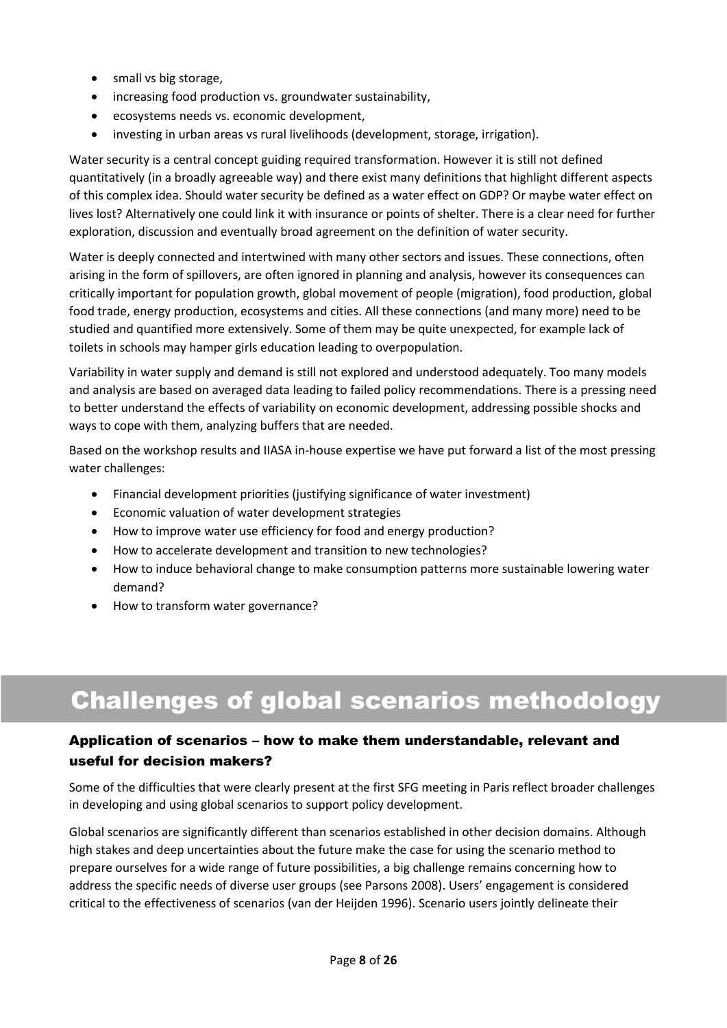- small vs big storage,
- increasing food production vs. groundwater sustainability,
- ecosystems needs vs. economic development,
- investing in urban areas vs rural livelihoods (development, storage, irrigation).

Water security is a central concept guiding required transformation. However it is still not defined quantitatively (in a broadly agreeable way) and there exist many definitions that highlight different aspects of this complex idea. Should water security be defined as a water effect on GDP? Or maybe water effect on lives lost? Alternatively one could link it with insurance or points of shelter. There is a clear need for further exploration, discussion and eventually broad agreement on the definition of water security.

Water is deeply connected and intertwined with many other sectors and issues. These connections, often arising in the form of spillovers, are often ignored in planning and analysis, however its consequences can critically important for population growth, global movement of people (migration), food production, global food trade, energy production, ecosystems and cities. All these connections (and many more) need to be studied and quantified more extensively. Some of them may be quite unexpected, for example lack of toilets in schools may hamper girls education leading to overpopulation.

Variability in water supply and demand is still not explored and understood adequately. Too many models and analysis are based on averaged data leading to failed policy recommendations. There is a pressing need to better understand the effects of variability on economic development, addressing possible shocks and ways to cope with them, analyzing buffers that are needed.

Based on the workshop results and IIASA in-house expertise we have put forward a list of the most pressing water challenges:

- Financial development priorities (justifying significance of water investment)
- Economic valuation of water development strategies
- How to improve water use efficiency for food and energy production?
- How to accelerate development and transition to new technologies?
- How to induce behavioral change to make consumption patterns more sustainable lowering water demand?
- How to transform water governance?

# Challenges of global scenarios methodology

### Application of scenarios – how to make them understandable, relevant and useful for decision makers?

Some of the difficulties that were clearly present at the first SFG meeting in Paris reflect broader challenges in developing and using global scenarios to support policy development.

Global scenarios are significantly different than scenarios established in other decision domains. Although high stakes and deep uncertainties about the future make the case for using the scenario method to prepare ourselves for a wide range of future possibilities, a big challenge remains concerning how to address the specific needs of diverse user groups (see Parsons 2008). Users' engagement is considered critical to the effectiveness of scenarios (van der Heijden 1996). Scenario users jointly delineate their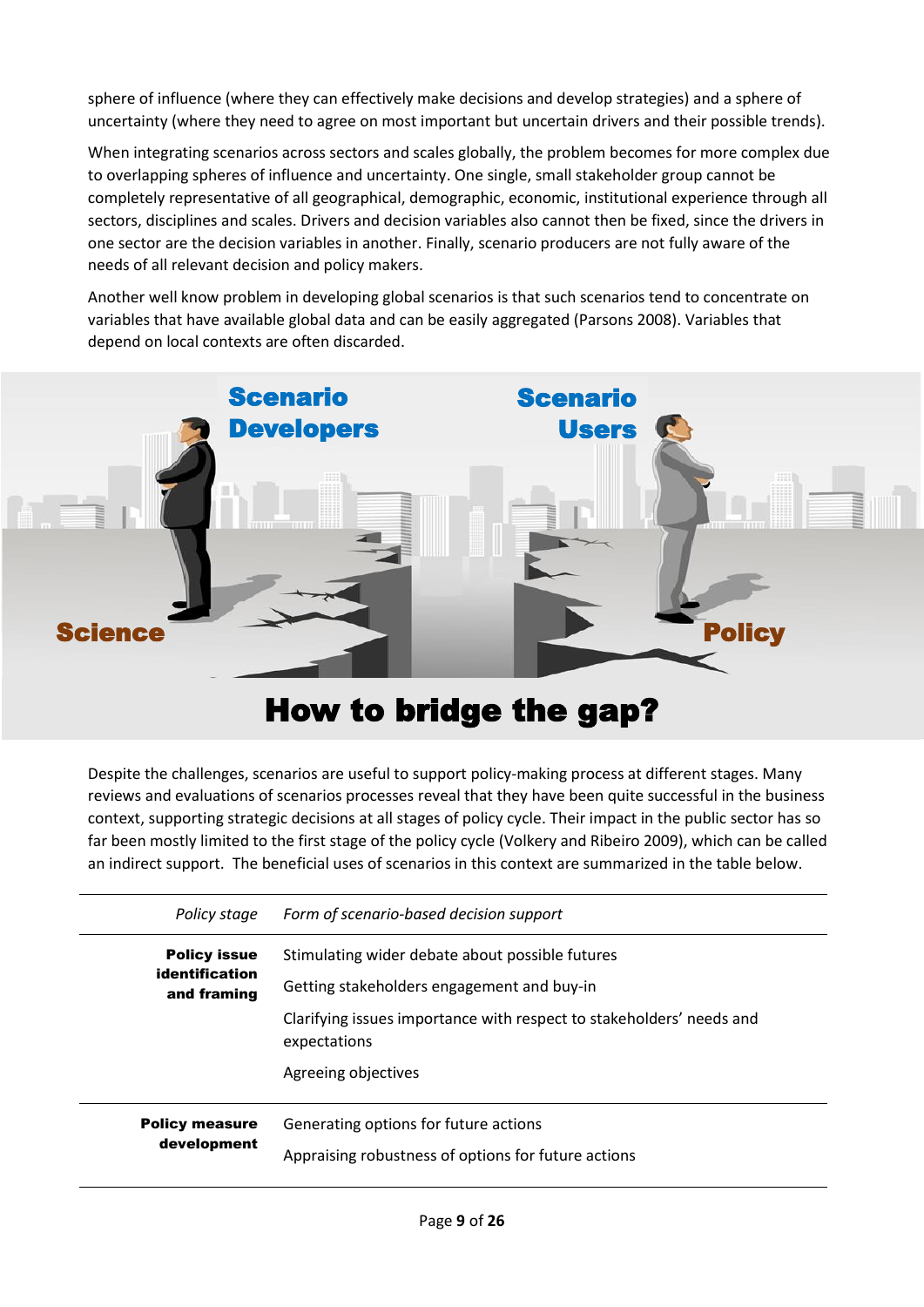sphere of influence (where they can effectively make decisions and develop strategies) and a sphere of uncertainty (where they need to agree on most important but uncertain drivers and their possible trends).

When integrating scenarios across sectors and scales globally, the problem becomes for more complex due to overlapping spheres of influence and uncertainty. One single, small stakeholder group cannot be completely representative of all geographical, demographic, economic, institutional experience through all sectors, disciplines and scales. Drivers and decision variables also cannot then be fixed, since the drivers in one sector are the decision variables in another. Finally, scenario producers are not fully aware of the needs of all relevant decision and policy makers.

Another well know problem in developing global scenarios is that such scenarios tend to concentrate on variables that have available global data and can be easily aggregated (Parsons 2008). Variables that depend on local contexts are often discarded.

Scenario Developers — Scenario Users

Science — Policy

**How to bridge the gap?**

Despite the challenges, scenarios are useful to support policy-making process at different stages. Many reviews and evaluations of scenarios processes reveal that they have been quite successful in the business context, supporting strategic decisions at all stages of policy cycle. Their impact in the public sector has so far been mostly limited to the first stage of the policy cycle (Volkery and Ribeiro 2009), which can be called an indirect support. The beneficial uses of scenarios in this context are summarized in the table below.

| *Policy stage* | *Form of scenario-based decision support* |
| --- | --- |
| **Policy issue identification and framing** | Stimulating wider debate about possible futures |
| | Getting stakeholders engagement and buy-in |
| | Clarifying issues importance with respect to stakeholders' needs and expectations |
| | Agreeing objectives |
| **Policy measure development** | Generating options for future actions |
| | Appraising robustness of options for future actions |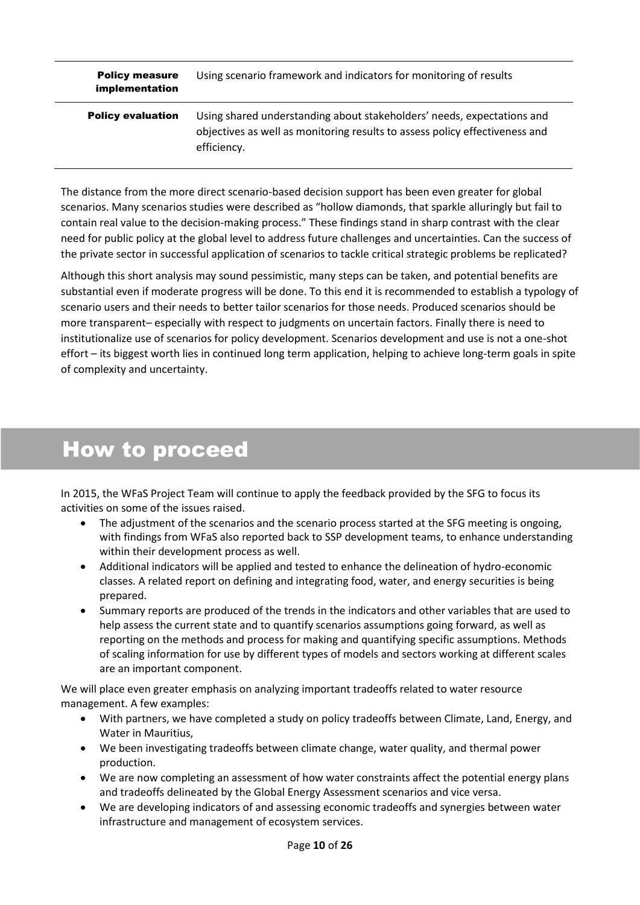| | |
|---|---|
| **Policy measure implementation** | Using scenario framework and indicators for monitoring of results |
| **Policy evaluation** | Using shared understanding about stakeholders' needs, expectations and objectives as well as monitoring results to assess policy effectiveness and efficiency. |

The distance from the more direct scenario-based decision support has been even greater for global scenarios. Many scenarios studies were described as "hollow diamonds, that sparkle alluringly but fail to contain real value to the decision-making process." These findings stand in sharp contrast with the clear need for public policy at the global level to address future challenges and uncertainties. Can the success of the private sector in successful application of scenarios to tackle critical strategic problems be replicated?

Although this short analysis may sound pessimistic, many steps can be taken, and potential benefits are substantial even if moderate progress will be done. To this end it is recommended to establish a typology of scenario users and their needs to better tailor scenarios for those needs. Produced scenarios should be more transparent– especially with respect to judgments on uncertain factors. Finally there is need to institutionalize use of scenarios for policy development. Scenarios development and use is not a one-shot effort – its biggest worth lies in continued long term application, helping to achieve long-term goals in spite of complexity and uncertainty.

# How to proceed

In 2015, the WFaS Project Team will continue to apply the feedback provided by the SFG to focus its activities on some of the issues raised.

- The adjustment of the scenarios and the scenario process started at the SFG meeting is ongoing, with findings from WFaS also reported back to SSP development teams, to enhance understanding within their development process as well.
- Additional indicators will be applied and tested to enhance the delineation of hydro-economic classes. A related report on defining and integrating food, water, and energy securities is being prepared.
- Summary reports are produced of the trends in the indicators and other variables that are used to help assess the current state and to quantify scenarios assumptions going forward, as well as reporting on the methods and process for making and quantifying specific assumptions. Methods of scaling information for use by different types of models and sectors working at different scales are an important component.

We will place even greater emphasis on analyzing important tradeoffs related to water resource management. A few examples:

- With partners, we have completed a study on policy tradeoffs between Climate, Land, Energy, and Water in Mauritius,
- We been investigating tradeoffs between climate change, water quality, and thermal power production.
- We are now completing an assessment of how water constraints affect the potential energy plans and tradeoffs delineated by the Global Energy Assessment scenarios and vice versa.
- We are developing indicators of and assessing economic tradeoffs and synergies between water infrastructure and management of ecosystem services.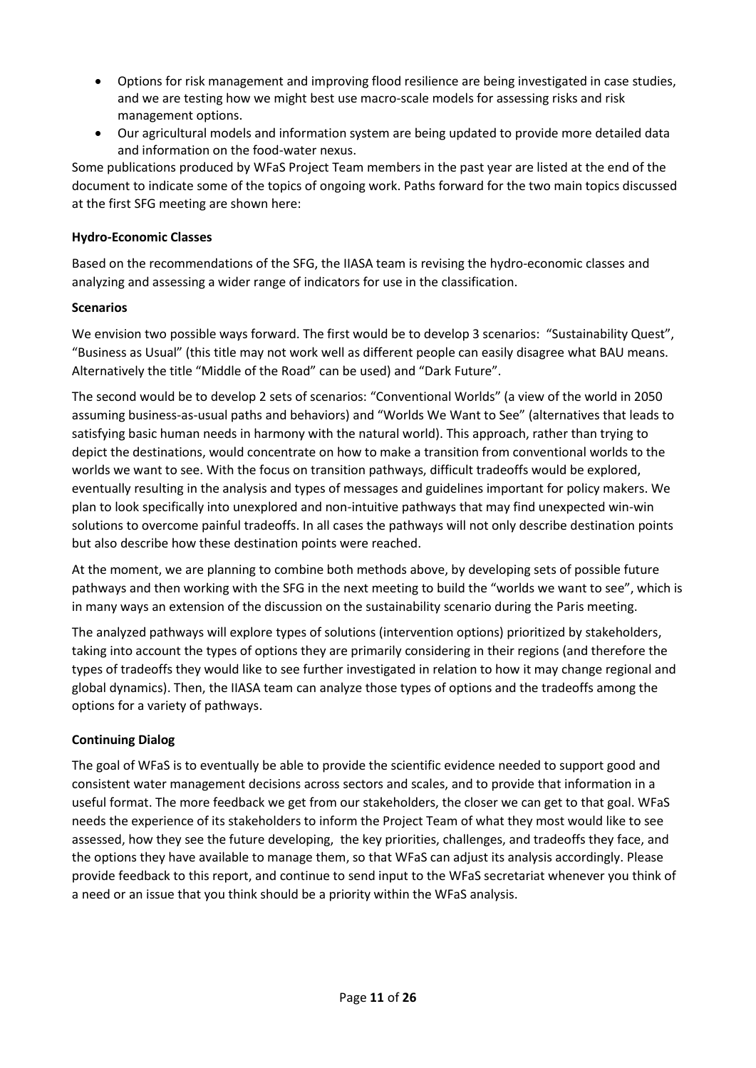- Options for risk management and improving flood resilience are being investigated in case studies, and we are testing how we might best use macro-scale models for assessing risks and risk management options.
- Our agricultural models and information system are being updated to provide more detailed data and information on the food-water nexus.

Some publications produced by WFaS Project Team members in the past year are listed at the end of the document to indicate some of the topics of ongoing work. Paths forward for the two main topics discussed at the first SFG meeting are shown here:

**Hydro-Economic Classes**

Based on the recommendations of the SFG, the IIASA team is revising the hydro-economic classes and analyzing and assessing a wider range of indicators for use in the classification.

**Scenarios**

We envision two possible ways forward. The first would be to develop 3 scenarios: "Sustainability Quest", "Business as Usual" (this title may not work well as different people can easily disagree what BAU means. Alternatively the title "Middle of the Road" can be used) and "Dark Future".

The second would be to develop 2 sets of scenarios: "Conventional Worlds" (a view of the world in 2050 assuming business-as-usual paths and behaviors) and "Worlds We Want to See" (alternatives that leads to satisfying basic human needs in harmony with the natural world). This approach, rather than trying to depict the destinations, would concentrate on how to make a transition from conventional worlds to the worlds we want to see. With the focus on transition pathways, difficult tradeoffs would be explored, eventually resulting in the analysis and types of messages and guidelines important for policy makers. We plan to look specifically into unexplored and non-intuitive pathways that may find unexpected win-win solutions to overcome painful tradeoffs. In all cases the pathways will not only describe destination points but also describe how these destination points were reached.

At the moment, we are planning to combine both methods above, by developing sets of possible future pathways and then working with the SFG in the next meeting to build the "worlds we want to see", which is in many ways an extension of the discussion on the sustainability scenario during the Paris meeting.

The analyzed pathways will explore types of solutions (intervention options) prioritized by stakeholders, taking into account the types of options they are primarily considering in their regions (and therefore the types of tradeoffs they would like to see further investigated in relation to how it may change regional and global dynamics). Then, the IIASA team can analyze those types of options and the tradeoffs among the options for a variety of pathways.

**Continuing Dialog**

The goal of WFaS is to eventually be able to provide the scientific evidence needed to support good and consistent water management decisions across sectors and scales, and to provide that information in a useful format. The more feedback we get from our stakeholders, the closer we can get to that goal. WFaS needs the experience of its stakeholders to inform the Project Team of what they most would like to see assessed, how they see the future developing, the key priorities, challenges, and tradeoffs they face, and the options they have available to manage them, so that WFaS can adjust its analysis accordingly. Please provide feedback to this report, and continue to send input to the WFaS secretariat whenever you think of a need or an issue that you think should be a priority within the WFaS analysis.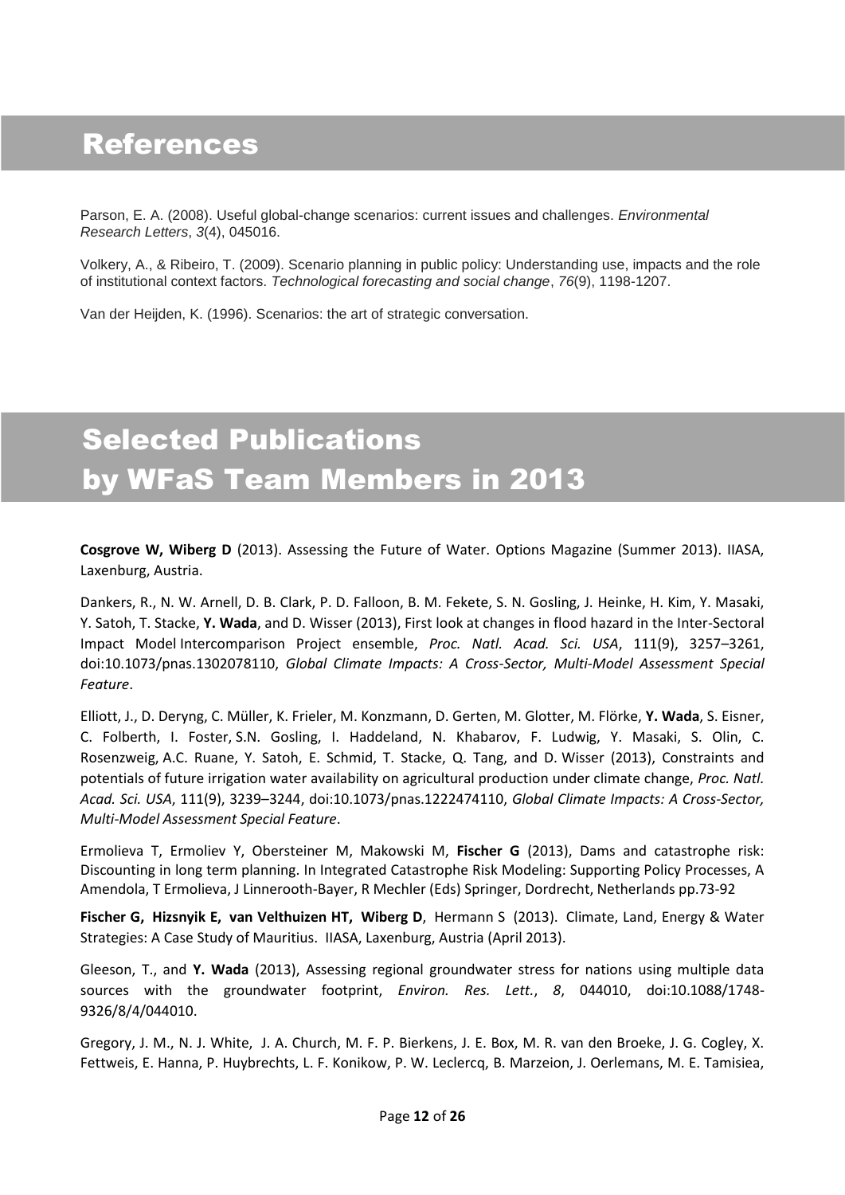# References

Parson, E. A. (2008). Useful global-change scenarios: current issues and challenges. *Environmental Research Letters*, *3*(4), 045016.

Volkery, A., & Ribeiro, T. (2009). Scenario planning in public policy: Understanding use, impacts and the role of institutional context factors. *Technological forecasting and social change*, *76*(9), 1198-1207.

Van der Heijden, K. (1996). Scenarios: the art of strategic conversation.

# Selected Publications by WFaS Team Members in 2013

**Cosgrove W, Wiberg D** (2013). Assessing the Future of Water. Options Magazine (Summer 2013). IIASA, Laxenburg, Austria.

Dankers, R., N. W. Arnell, D. B. Clark, P. D. Falloon, B. M. Fekete, S. N. Gosling, J. Heinke, H. Kim, Y. Masaki, Y. Satoh, T. Stacke, **Y. Wada**, and D. Wisser (2013), First look at changes in flood hazard in the Inter-Sectoral Impact Model Intercomparison Project ensemble, *Proc. Natl. Acad. Sci. USA*, 111(9), 3257–3261, doi:10.1073/pnas.1302078110, *Global Climate Impacts: A Cross-Sector, Multi-Model Assessment Special Feature*.

Elliott, J., D. Deryng, C. Müller, K. Frieler, M. Konzmann, D. Gerten, M. Glotter, M. Flörke, **Y. Wada**, S. Eisner, C. Folberth, I. Foster, S.N. Gosling, I. Haddeland, N. Khabarov, F. Ludwig, Y. Masaki, S. Olin, C. Rosenzweig, A.C. Ruane, Y. Satoh, E. Schmid, T. Stacke, Q. Tang, and D. Wisser (2013), Constraints and potentials of future irrigation water availability on agricultural production under climate change, *Proc. Natl. Acad. Sci. USA*, 111(9), 3239–3244, doi:10.1073/pnas.1222474110, *Global Climate Impacts: A Cross-Sector, Multi-Model Assessment Special Feature*.

Ermolieva T, Ermoliev Y, Obersteiner M, Makowski M, **Fischer G** (2013), Dams and catastrophe risk: Discounting in long term planning. In Integrated Catastrophe Risk Modeling: Supporting Policy Processes, A Amendola, T Ermolieva, J Linnerooth-Bayer, R Mechler (Eds) Springer, Dordrecht, Netherlands pp.73-92

**Fischer G, Hizsnyik E, van Velthuizen HT, Wiberg D**, Hermann S (2013). Climate, Land, Energy & Water Strategies: A Case Study of Mauritius. IIASA, Laxenburg, Austria (April 2013).

Gleeson, T., and **Y. Wada** (2013), Assessing regional groundwater stress for nations using multiple data sources with the groundwater footprint, *Environ. Res. Lett.*, *8*, 044010, doi:10.1088/1748-9326/8/4/044010.

Gregory, J. M., N. J. White, J. A. Church, M. F. P. Bierkens, J. E. Box, M. R. van den Broeke, J. G. Cogley, X. Fettweis, E. Hanna, P. Huybrechts, L. F. Konikow, P. W. Leclercq, B. Marzeion, J. Oerlemans, M. E. Tamisiea,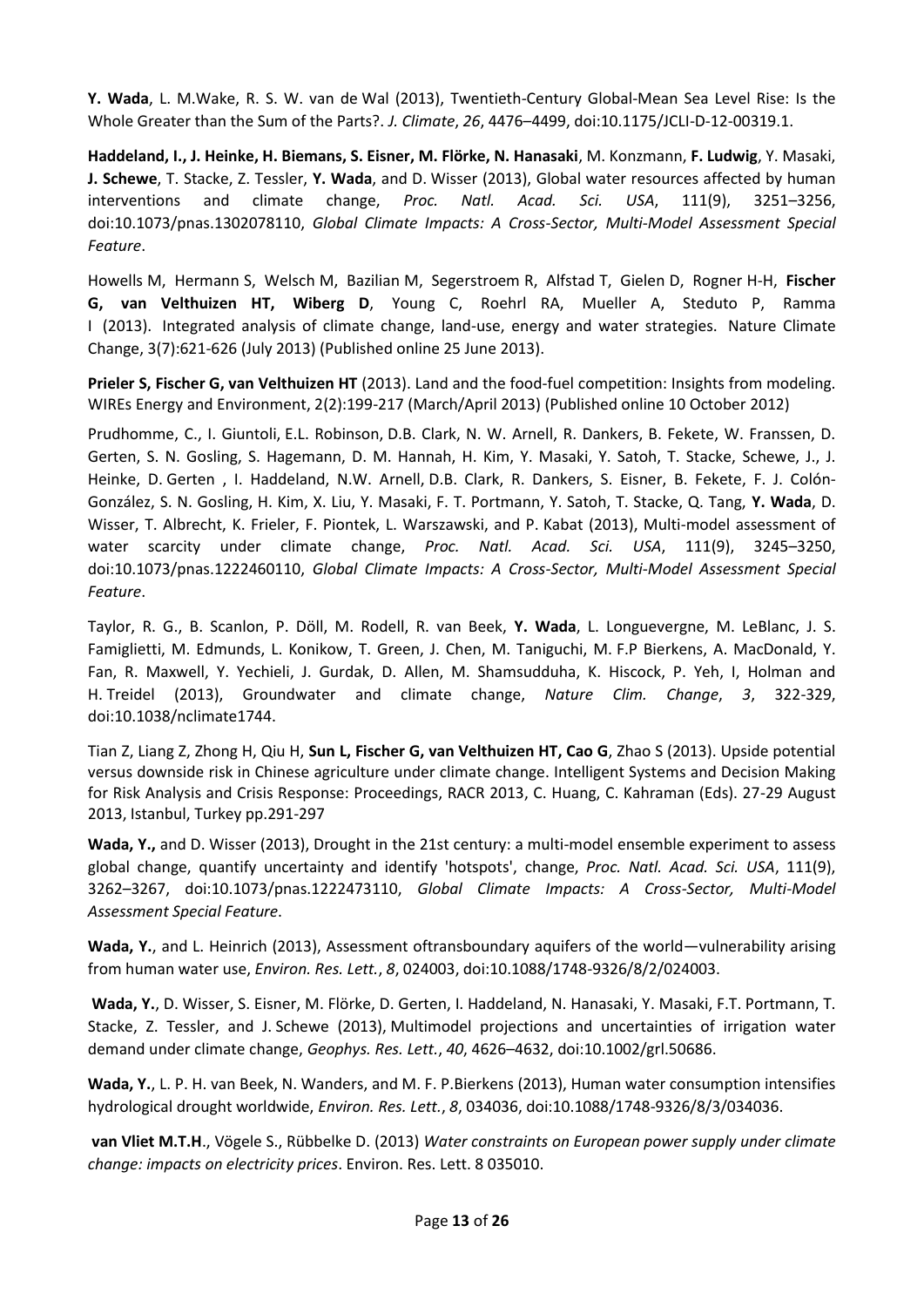**Y. Wada**, L. M.Wake, R. S. W. van de Wal (2013), Twentieth-Century Global-Mean Sea Level Rise: Is the Whole Greater than the Sum of the Parts?. *J. Climate*, *26*, 4476–4499, doi:10.1175/JCLI-D-12-00319.1.

**Haddeland, I., J. Heinke, H. Biemans, S. Eisner, M. Flörke, N. Hanasaki**, M. Konzmann, **F. Ludwig**, Y. Masaki, **J. Schewe**, T. Stacke, Z. Tessler, **Y. Wada**, and D. Wisser (2013), Global water resources affected by human interventions and climate change, *Proc. Natl. Acad. Sci. USA*, 111(9), 3251–3256, doi:10.1073/pnas.1302078110, *Global Climate Impacts: A Cross-Sector, Multi-Model Assessment Special Feature*.

Howells M, Hermann S, Welsch M, Bazilian M, Segerstroem R, Alfstad T, Gielen D, Rogner H-H, **Fischer G, van Velthuizen HT, Wiberg D**, Young C, Roehrl RA, Mueller A, Steduto P, Ramma I (2013). Integrated analysis of climate change, land-use, energy and water strategies. Nature Climate Change, 3(7):621-626 (July 2013) (Published online 25 June 2013).

**Prieler S, Fischer G, van Velthuizen HT** (2013). Land and the food-fuel competition: Insights from modeling. WIREs Energy and Environment, 2(2):199-217 (March/April 2013) (Published online 10 October 2012)

Prudhomme, C., I. Giuntoli, E.L. Robinson, D.B. Clark, N. W. Arnell, R. Dankers, B. Fekete, W. Franssen, D. Gerten, S. N. Gosling, S. Hagemann, D. M. Hannah, H. Kim, Y. Masaki, Y. Satoh, T. Stacke, Schewe, J., J. Heinke, D. Gerten , I. Haddeland, N.W. Arnell, D.B. Clark, R. Dankers, S. Eisner, B. Fekete, F. J. Colón-González, S. N. Gosling, H. Kim, X. Liu, Y. Masaki, F. T. Portmann, Y. Satoh, T. Stacke, Q. Tang, **Y. Wada**, D. Wisser, T. Albrecht, K. Frieler, F. Piontek, L. Warszawski, and P. Kabat (2013), Multi-model assessment of water scarcity under climate change, *Proc. Natl. Acad. Sci. USA*, 111(9), 3245–3250, doi:10.1073/pnas.1222460110, *Global Climate Impacts: A Cross-Sector, Multi-Model Assessment Special Feature*.

Taylor, R. G., B. Scanlon, P. Döll, M. Rodell, R. van Beek, **Y. Wada**, L. Longuevergne, M. LeBlanc, J. S. Famiglietti, M. Edmunds, L. Konikow, T. Green, J. Chen, M. Taniguchi, M. F.P Bierkens, A. MacDonald, Y. Fan, R. Maxwell, Y. Yechieli, J. Gurdak, D. Allen, M. Shamsudduha, K. Hiscock, P. Yeh, I, Holman and H. Treidel (2013), Groundwater and climate change, *Nature Clim. Change*, *3*, 322-329, doi:10.1038/nclimate1744.

Tian Z, Liang Z, Zhong H, Qiu H, **Sun L, Fischer G, van Velthuizen HT, Cao G**, Zhao S (2013). Upside potential versus downside risk in Chinese agriculture under climate change. Intelligent Systems and Decision Making for Risk Analysis and Crisis Response: Proceedings, RACR 2013, C. Huang, C. Kahraman (Eds). 27-29 August 2013, Istanbul, Turkey pp.291-297

**Wada, Y.,** and D. Wisser (2013), Drought in the 21st century: a multi-model ensemble experiment to assess global change, quantify uncertainty and identify 'hotspots', change, *Proc. Natl. Acad. Sci. USA*, 111(9), 3262–3267, doi:10.1073/pnas.1222473110, *Global Climate Impacts: A Cross-Sector, Multi-Model Assessment Special Feature*.

**Wada, Y.**, and L. Heinrich (2013), Assessment oftransboundary aquifers of the world—vulnerability arising from human water use, *Environ. Res. Lett.*, *8*, 024003, doi:10.1088/1748-9326/8/2/024003.

**Wada, Y.**, D. Wisser, S. Eisner, M. Flörke, D. Gerten, I. Haddeland, N. Hanasaki, Y. Masaki, F.T. Portmann, T. Stacke, Z. Tessler, and J. Schewe (2013), Multimodel projections and uncertainties of irrigation water demand under climate change, *Geophys. Res. Lett.*, *40*, 4626–4632, doi:10.1002/grl.50686.

**Wada, Y.**, L. P. H. van Beek, N. Wanders, and M. F. P.Bierkens (2013), Human water consumption intensifies hydrological drought worldwide, *Environ. Res. Lett.*, *8*, 034036, doi:10.1088/1748-9326/8/3/034036.

**van Vliet M.T.H**., Vögele S., Rübbelke D. (2013) *Water constraints on European power supply under climate change: impacts on electricity prices*. Environ. Res. Lett. 8 035010.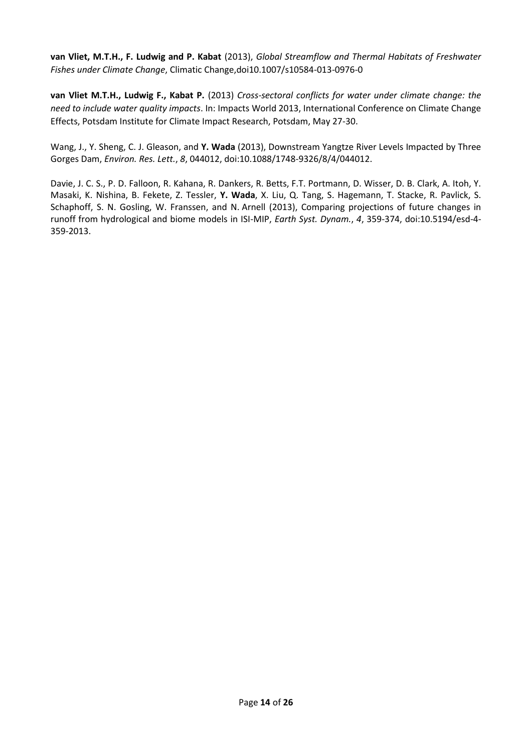**van Vliet, M.T.H., F. Ludwig and P. Kabat** (2013), *Global Streamflow and Thermal Habitats of Freshwater Fishes under Climate Change*, Climatic Change,doi10.1007/s10584-013-0976-0

**van Vliet M.T.H., Ludwig F., Kabat P.** (2013) *Cross-sectoral conflicts for water under climate change: the need to include water quality impacts*. In: Impacts World 2013, International Conference on Climate Change Effects, Potsdam Institute for Climate Impact Research, Potsdam, May 27-30.

Wang, J., Y. Sheng, C. J. Gleason, and **Y. Wada** (2013), Downstream Yangtze River Levels Impacted by Three Gorges Dam, *Environ. Res. Lett.*, *8*, 044012, doi:10.1088/1748-9326/8/4/044012.

Davie, J. C. S., P. D. Falloon, R. Kahana, R. Dankers, R. Betts, F.T. Portmann, D. Wisser, D. B. Clark, A. Itoh, Y. Masaki, K. Nishina, B. Fekete, Z. Tessler, **Y. Wada**, X. Liu, Q. Tang, S. Hagemann, T. Stacke, R. Pavlick, S. Schaphoff, S. N. Gosling, W. Franssen, and N. Arnell (2013), Comparing projections of future changes in runoff from hydrological and biome models in ISI-MIP, *Earth Syst. Dynam.*, *4*, 359-374, doi:10.5194/esd-4-359-2013.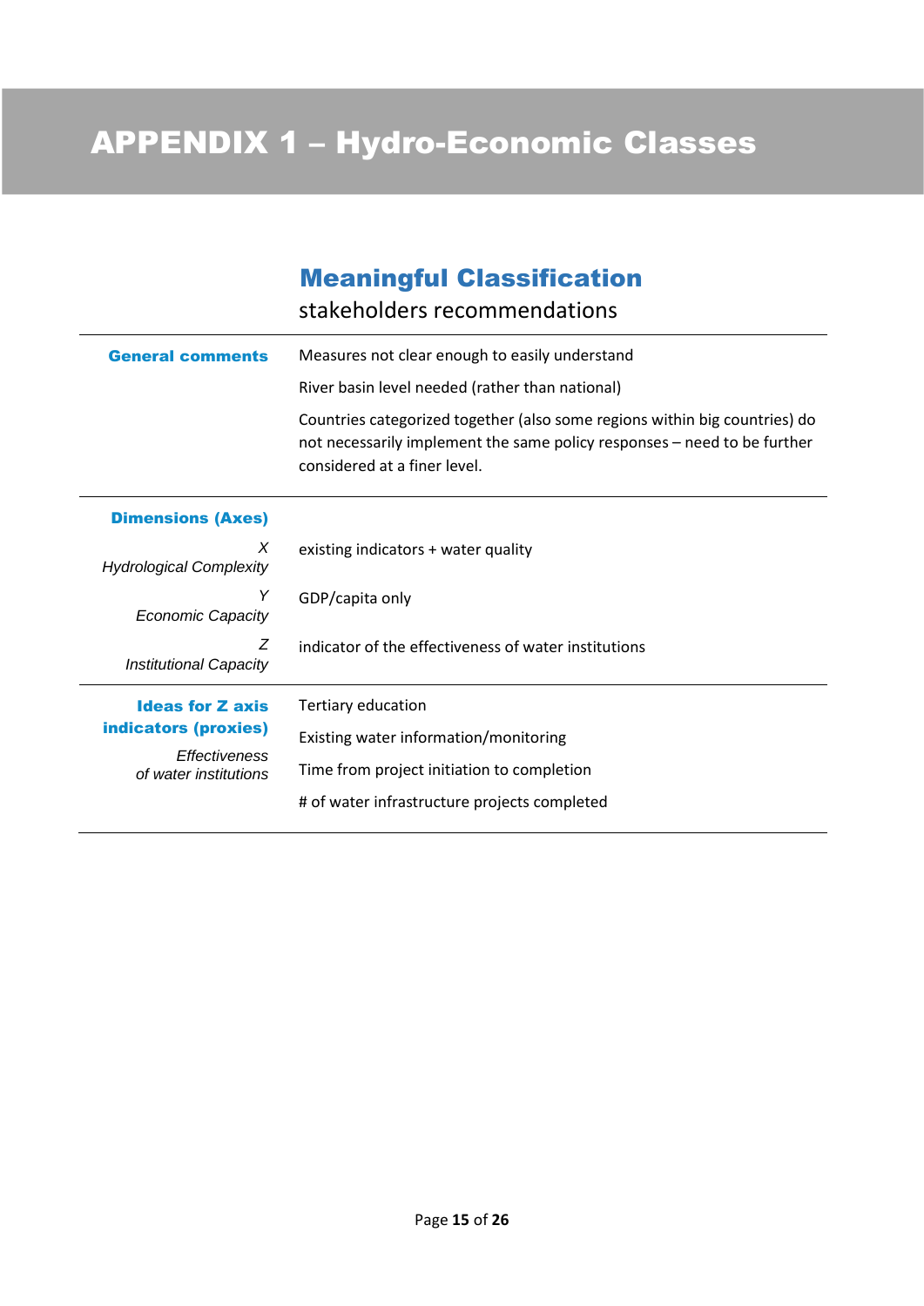# APPENDIX 1 – Hydro-Economic Classes

## Meaningful Classification

stakeholders recommendations

| | |
|---|---|
| **General comments** | Measures not clear enough to easily understand |
| | River basin level needed (rather than national) |
| | Countries categorized together (also some regions within big countries) do not necessarily implement the same policy responses – need to be further considered at a finer level. |
| **Dimensions (Axes)** | |
| *X* *Hydrological Complexity* | existing indicators + water quality |
| *Y* *Economic Capacity* | GDP/capita only |
| *Z* *Institutional Capacity* | indicator of the effectiveness of water institutions |
| **Ideas for Z axis indicators (proxies)** *Effectiveness of water institutions* | Tertiary education |
| | Existing water information/monitoring |
| | Time from project initiation to completion |
| | # of water infrastructure projects completed |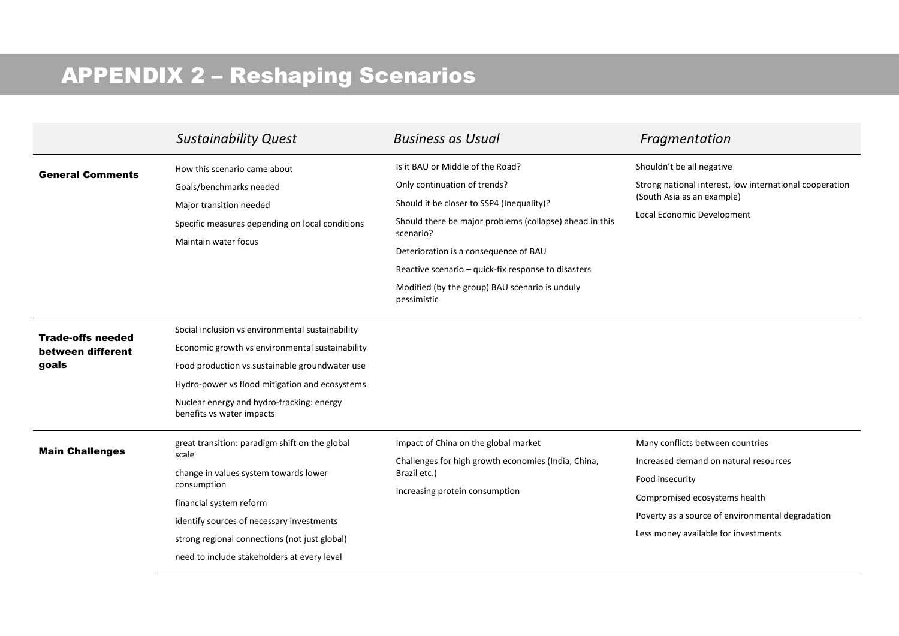# APPENDIX 2 – Reshaping Scenarios

| | *Sustainability Quest* | *Business as Usual* | *Fragmentation* |
|---|---|---|---|
| **General Comments** | How this scenario came about<br>Goals/benchmarks needed<br>Major transition needed<br>Specific measures depending on local conditions<br>Maintain water focus | Is it BAU or Middle of the Road?<br>Only continuation of trends?<br>Should it be closer to SSP4 (Inequality)?<br>Should there be major problems (collapse) ahead in this scenario?<br>Deterioration is a consequence of BAU<br>Reactive scenario – quick-fix response to disasters<br>Modified (by the group) BAU scenario is unduly pessimistic | Shouldn't be all negative<br>Strong national interest, low international cooperation (South Asia as an example)<br>Local Economic Development |
| **Trade-offs needed between different goals** | Social inclusion vs environmental sustainability<br>Economic growth vs environmental sustainability<br>Food production vs sustainable groundwater use<br>Hydro-power vs flood mitigation and ecosystems<br>Nuclear energy and hydro-fracking: energy benefits vs water impacts | | |
| **Main Challenges** | great transition: paradigm shift on the global scale<br>change in values system towards lower consumption<br>financial system reform<br>identify sources of necessary investments<br>strong regional connections (not just global)<br>need to include stakeholders at every level | Impact of China on the global market<br>Challenges for high growth economies (India, China, Brazil etc.)<br>Increasing protein consumption | Many conflicts between countries<br>Increased demand on natural resources<br>Food insecurity<br>Compromised ecosystems health<br>Poverty as a source of environmental degradation<br>Less money available for investments |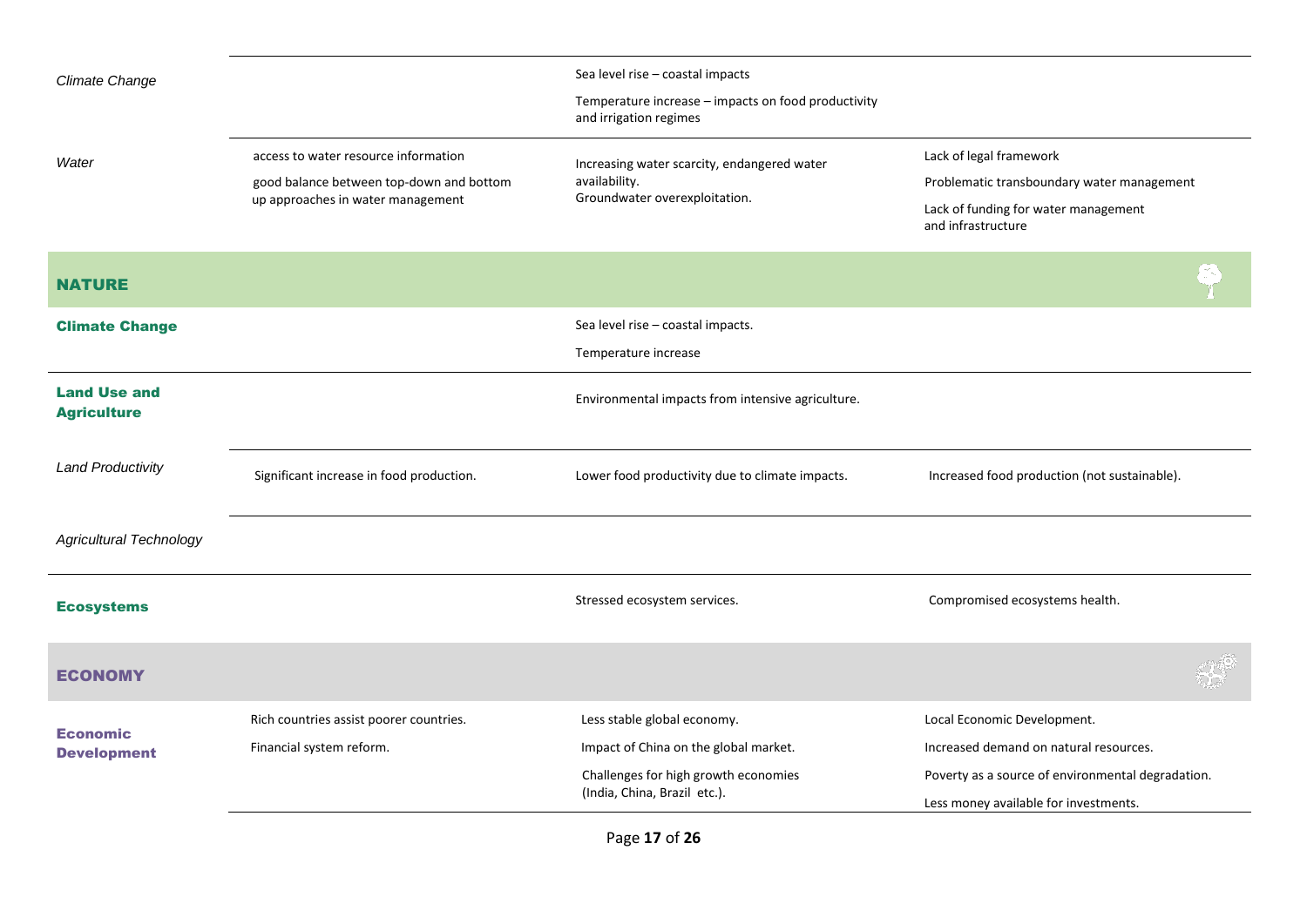| | | | |
|---|---|---|---|
| *Climate Change* | | Sea level rise – coastal impacts<br>Temperature increase – impacts on food productivity and irrigation regimes | |
| *Water* | access to water resource information<br>good balance between top-down and bottom up approaches in water management | Increasing water scarcity, endangered water availability.<br>Groundwater overexploitation. | Lack of legal framework<br>Problematic transboundary water management<br>Lack of funding for water management and infrastructure |
| **NATURE** | | | |
| **Climate Change** | | Sea level rise – coastal impacts.<br>Temperature increase | |
| **Land Use and Agriculture** | | Environmental impacts from intensive agriculture. | |
| *Land Productivity* | Significant increase in food production. | Lower food productivity due to climate impacts. | Increased food production (not sustainable). |
| *Agricultural Technology* | | | |
| **Ecosystems** | | Stressed ecosystem services. | Compromised ecosystems health. |
| **ECONOMY** | | | |
| **Economic Development** | Rich countries assist poorer countries.<br>Financial system reform. | Less stable global economy.<br>Impact of China on the global market.<br>Challenges for high growth economies (India, China, Brazil etc.). | Local Economic Development.<br>Increased demand on natural resources.<br>Poverty as a source of environmental degradation.<br>Less money available for investments. |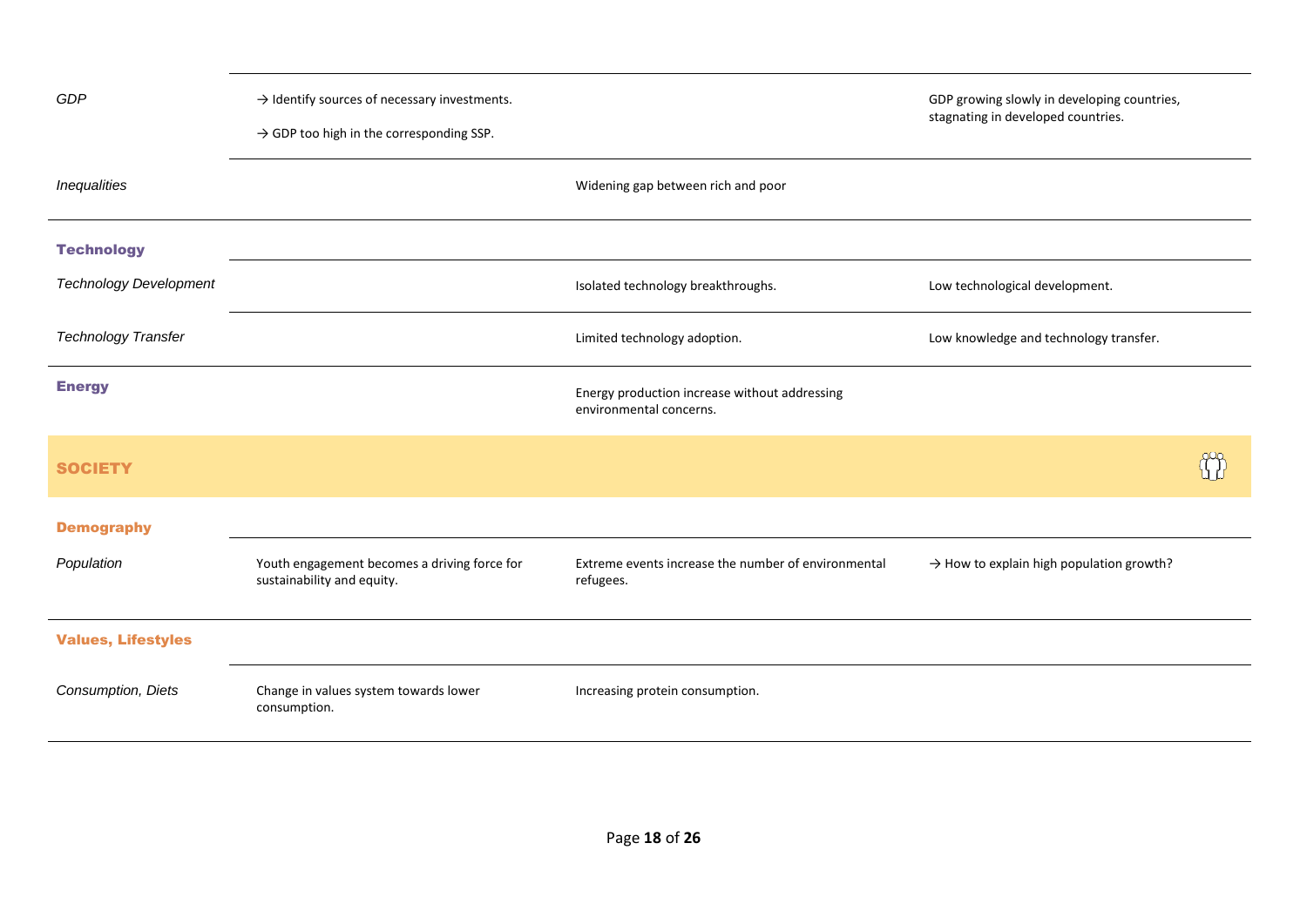| | | | |
|---|---|---|---|
| *GDP* | → Identify sources of necessary investments.<br>→ GDP too high in the corresponding SSP. | | GDP growing slowly in developing countries, stagnating in developed countries. |
| *Inequalities* | | Widening gap between rich and poor | |
| **Technology** | | | |
| *Technology Development* | | Isolated technology breakthroughs. | Low technological development. |
| *Technology Transfer* | | Limited technology adoption. | Low knowledge and technology transfer. |
| **Energy** | | Energy production increase without addressing environmental concerns. | |
| **SOCIETY** | | | |
| **Demography** | | | |
| *Population* | Youth engagement becomes a driving force for sustainability and equity. | Extreme events increase the number of environmental refugees. | → How to explain high population growth? |
| **Values, Lifestyles** | | | |
| *Consumption, Diets* | Change in values system towards lower consumption. | Increasing protein consumption. | |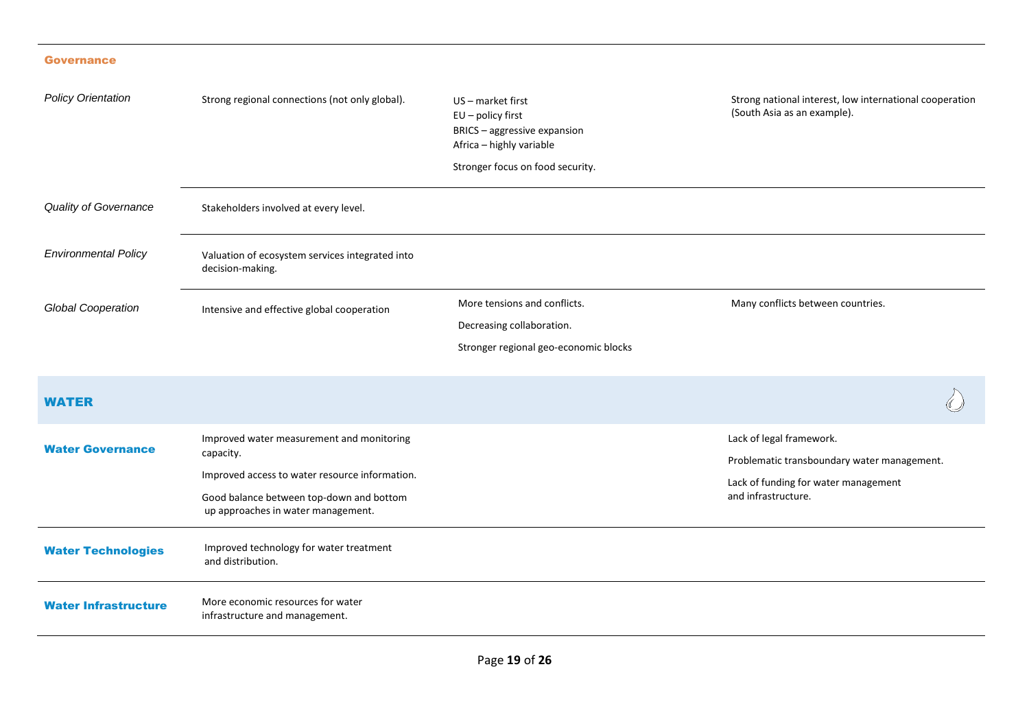## Governance

| | | | |
|---|---|---|---|
| *Policy Orientation* | Strong regional connections (not only global). | US – market first<br>EU – policy first<br>BRICS – aggressive expansion<br>Africa – highly variable<br><br>Stronger focus on food security. | Strong national interest, low international cooperation (South Asia as an example). |
| *Quality of Governance* | Stakeholders involved at every level. | | |
| *Environmental Policy* | Valuation of ecosystem services integrated into decision-making. | | |
| *Global Cooperation* | Intensive and effective global cooperation | More tensions and conflicts.<br><br>Decreasing collaboration.<br><br>Stronger regional geo-economic blocks | Many conflicts between countries. |

## WATER

| | | | |
|---|---|---|---|
| **Water Governance** | Improved water measurement and monitoring capacity.<br><br>Improved access to water resource information.<br><br>Good balance between top-down and bottom up approaches in water management. | | Lack of legal framework.<br><br>Problematic transboundary water management.<br><br>Lack of funding for water management and infrastructure. |
| **Water Technologies** | Improved technology for water treatment and distribution. | | |
| **Water Infrastructure** | More economic resources for water infrastructure and management. | | |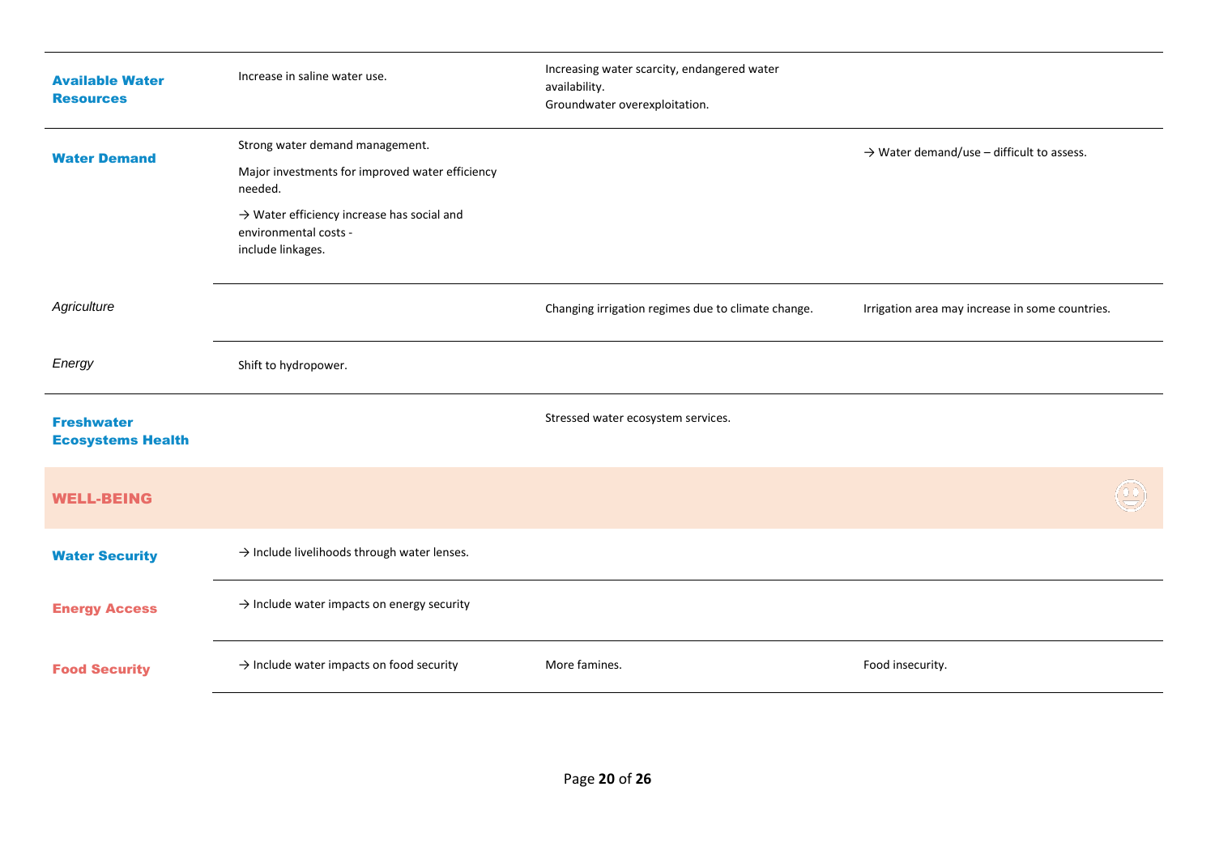| | | | |
|---|---|---|---|
| **Available Water Resources** | Increase in saline water use. | Increasing water scarcity, endangered water availability.<br>Groundwater overexploitation. | |
| **Water Demand** | Strong water demand management.<br>Major investments for improved water efficiency needed.<br>→ Water efficiency increase has social and environmental costs - include linkages. | | → Water demand/use – difficult to assess. |
| *Agriculture* | | Changing irrigation regimes due to climate change. | Irrigation area may increase in some countries. |
| *Energy* | Shift to hydropower. | | |
| **Freshwater Ecosystems Health** | | Stressed water ecosystem services. | |
| **WELL-BEING** | | | |
| **Water Security** | → Include livelihoods through water lenses. | | |
| **Energy Access** | → Include water impacts on energy security | | |
| **Food Security** | → Include water impacts on food security | More famines. | Food insecurity. |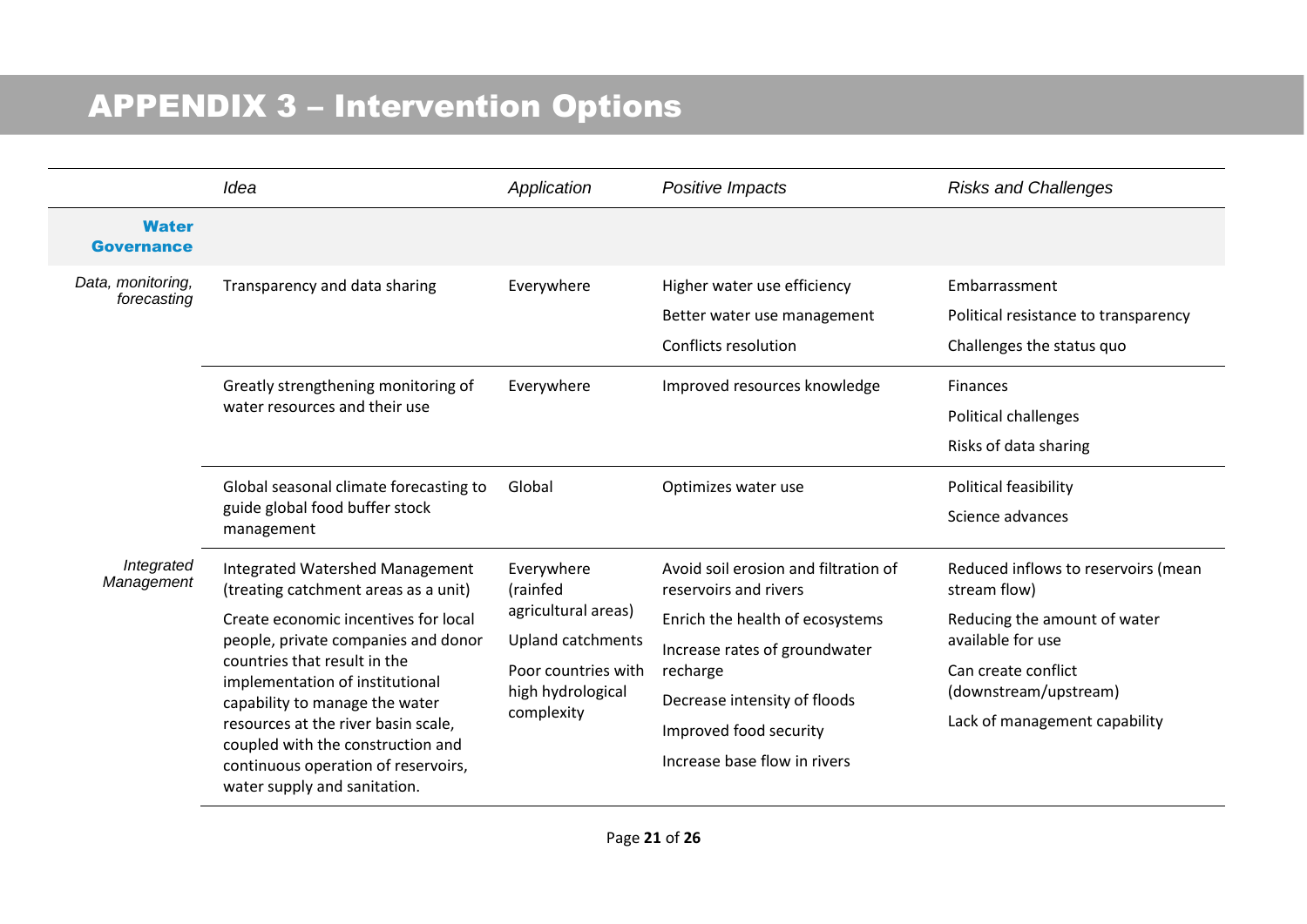# APPENDIX 3 – Intervention Options

| | *Idea* | *Application* | *Positive Impacts* | *Risks and Challenges* |
|---|---|---|---|---|
| **Water Governance** | | | | |
| *Data, monitoring, forecasting* | Transparency and data sharing | Everywhere | Higher water use efficiency<br>Better water use management<br>Conflicts resolution | Embarrassment<br>Political resistance to transparency<br>Challenges the status quo |
| | Greatly strengthening monitoring of water resources and their use | Everywhere | Improved resources knowledge | Finances<br>Political challenges<br>Risks of data sharing |
| | Global seasonal climate forecasting to guide global food buffer stock management | Global | Optimizes water use | Political feasibility<br>Science advances |
| *Integrated Management* | Integrated Watershed Management (treating catchment areas as a unit)<br>Create economic incentives for local people, private companies and donor countries that result in the implementation of institutional capability to manage the water resources at the river basin scale, coupled with the construction and continuous operation of reservoirs, water supply and sanitation. | Everywhere (rainfed agricultural areas)<br>Upland catchments<br>Poor countries with high hydrological complexity | Avoid soil erosion and filtration of reservoirs and rivers<br>Enrich the health of ecosystems<br>Increase rates of groundwater recharge<br>Decrease intensity of floods<br>Improved food security<br>Increase base flow in rivers | Reduced inflows to reservoirs (mean stream flow)<br>Reducing the amount of water available for use<br>Can create conflict (downstream/upstream)<br>Lack of management capability |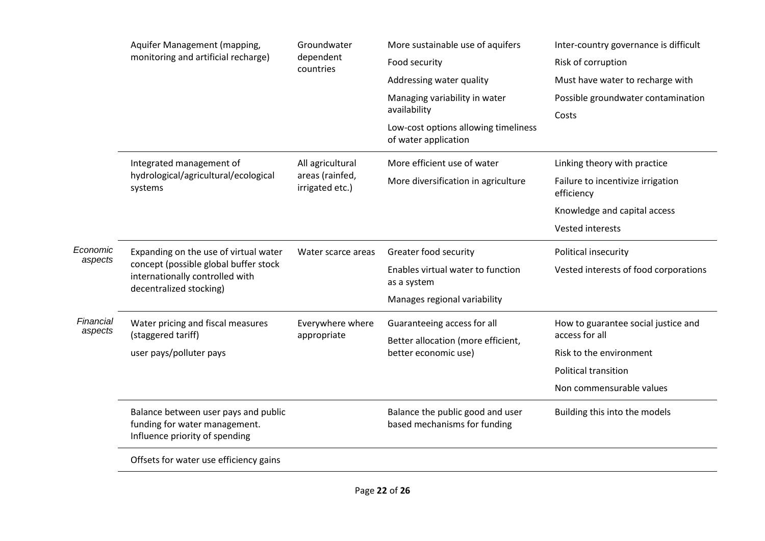| | | | | |
|---|---|---|---|---|
| | Aquifer Management (mapping, monitoring and artificial recharge) | Groundwater dependent countries | More sustainable use of aquifers<br>Food security<br>Addressing water quality<br>Managing variability in water availability<br>Low-cost options allowing timeliness of water application | Inter-country governance is difficult<br>Risk of corruption<br>Must have water to recharge with<br>Possible groundwater contamination<br>Costs |
| | Integrated management of hydrological/agricultural/ecological systems | All agricultural areas (rainfed, irrigated etc.) | More efficient use of water<br>More diversification in agriculture | Linking theory with practice<br>Failure to incentivize irrigation efficiency<br>Knowledge and capital access<br>Vested interests |
| *Economic aspects* | Expanding on the use of virtual water concept (possible global buffer stock internationally controlled with decentralized stocking) | Water scarce areas | Greater food security<br>Enables virtual water to function as a system<br>Manages regional variability | Political insecurity<br>Vested interests of food corporations |
| *Financial aspects* | Water pricing and fiscal measures (staggered tariff)<br>user pays/polluter pays | Everywhere where appropriate | Guaranteeing access for all<br>Better allocation (more efficient, better economic use) | How to guarantee social justice and access for all<br>Risk to the environment<br>Political transition<br>Non commensurable values |
| | Balance between user pays and public funding for water management. Influence priority of spending | | Balance the public good and user based mechanisms for funding | Building this into the models |
| | Offsets for water use efficiency gains | | | |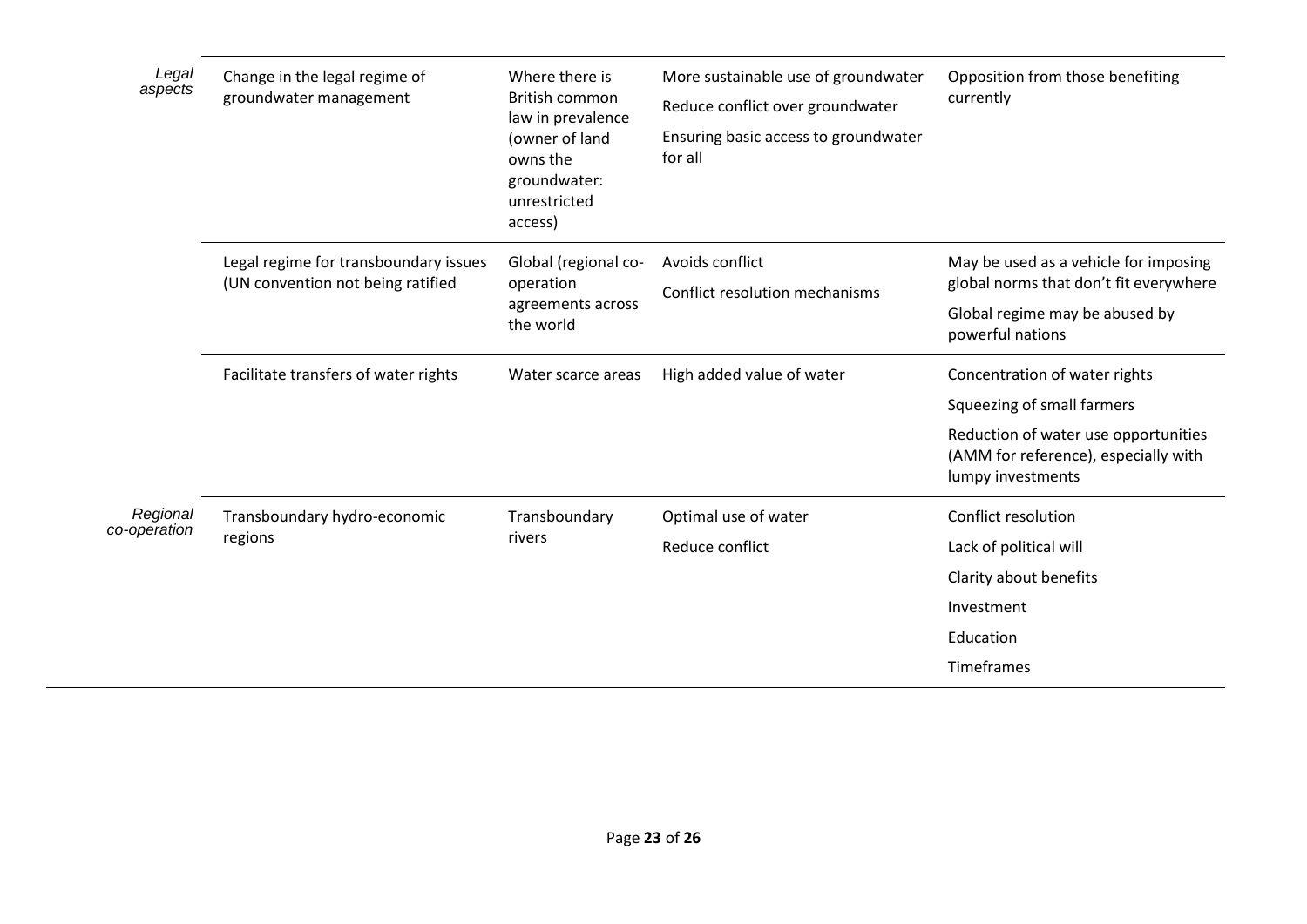| | | | | |
|---|---|---|---|---|
| *Legal aspects* | Change in the legal regime of groundwater management | Where there is British common law in prevalence (owner of land owns the groundwater: unrestricted access) | More sustainable use of groundwater<br>Reduce conflict over groundwater<br>Ensuring basic access to groundwater for all | Opposition from those benefiting currently |
| | Legal regime for transboundary issues (UN convention not being ratified | Global (regional co-operation agreements across the world | Avoids conflict<br>Conflict resolution mechanisms | May be used as a vehicle for imposing global norms that don't fit everywhere<br>Global regime may be abused by powerful nations |
| | Facilitate transfers of water rights | Water scarce areas | High added value of water | Concentration of water rights<br>Squeezing of small farmers<br>Reduction of water use opportunities (AMM for reference), especially with lumpy investments |
| *Regional co-operation* | Transboundary hydro-economic regions | Transboundary rivers | Optimal use of water<br>Reduce conflict | Conflict resolution<br>Lack of political will<br>Clarity about benefits<br>Investment<br>Education<br>Timeframes |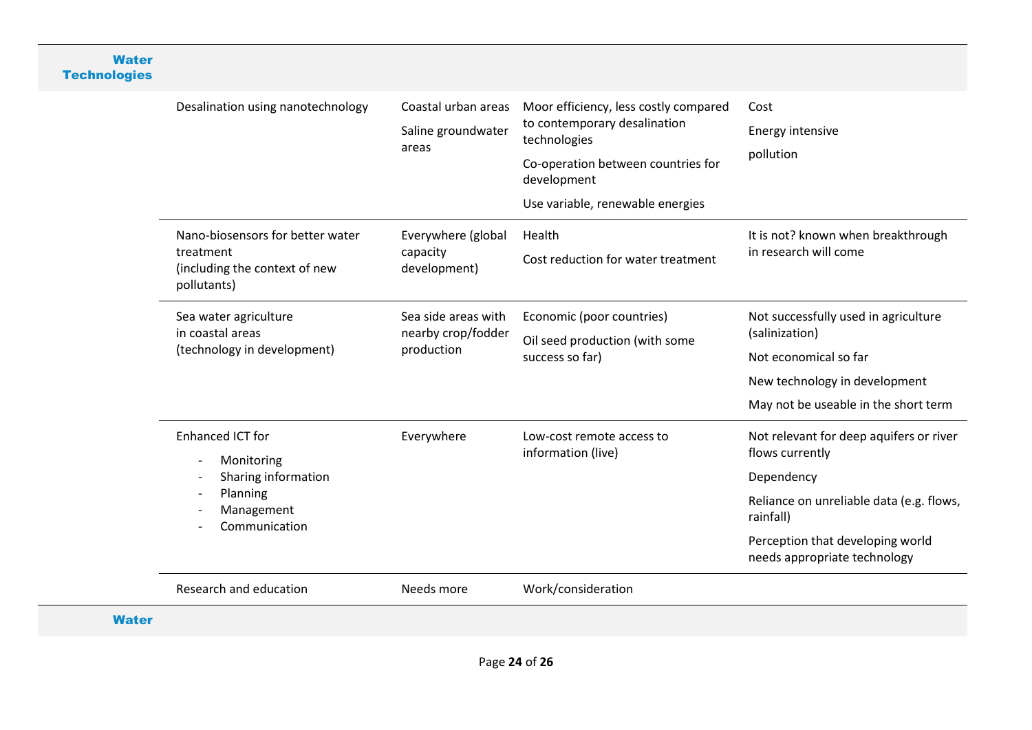| **Water Technologies** | | | | |
|---|---|---|---|---|
| | Desalination using nanotechnology | Coastal urban areas<br>Saline groundwater areas | Moor efficiency, less costly compared to contemporary desalination technologies<br>Co-operation between countries for development<br>Use variable, renewable energies | Cost<br>Energy intensive<br>pollution |
| | Nano-biosensors for better water treatment<br>(including the context of new pollutants) | Everywhere (global capacity development) | Health<br>Cost reduction for water treatment | It is not? known when breakthrough in research will come |
| | Sea water agriculture in coastal areas<br>(technology in development) | Sea side areas with nearby crop/fodder production | Economic (poor countries)<br>Oil seed production (with some success so far) | Not successfully used in agriculture (salinization)<br>Not economical so far<br>New technology in development<br>May not be useable in the short term |
| | Enhanced ICT for<br>- Monitoring<br>- Sharing information<br>- Planning<br>- Management<br>- Communication | Everywhere | Low-cost remote access to information (live) | Not relevant for deep aquifers or river flows currently<br>Dependency<br>Reliance on unreliable data (e.g. flows, rainfall)<br>Perception that developing world needs appropriate technology |
| | Research and education | Needs more | Work/consideration | |
| **Water** | | | | |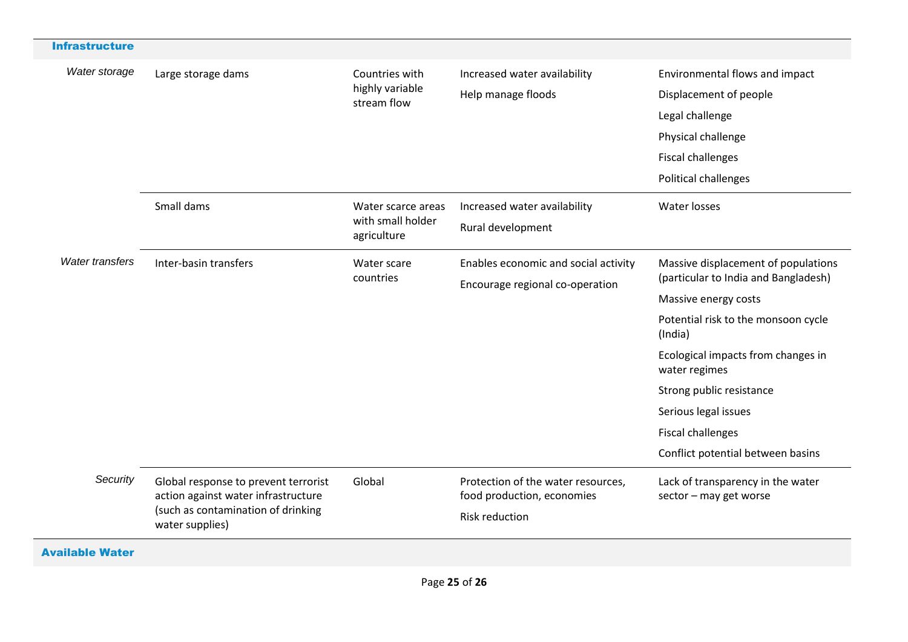| | | | | |
|---|---|---|---|---|
| **Infrastructure** | | | | |
| *Water storage* | Large storage dams | Countries with highly variable stream flow | Increased water availability<br>Help manage floods | Environmental flows and impact<br>Displacement of people<br>Legal challenge<br>Physical challenge<br>Fiscal challenges<br>Political challenges |
| | Small dams | Water scarce areas with small holder agriculture | Increased water availability<br>Rural development | Water losses |
| *Water transfers* | Inter-basin transfers | Water scare countries | Enables economic and social activity<br>Encourage regional co-operation | Massive displacement of populations (particular to India and Bangladesh)<br>Massive energy costs<br>Potential risk to the monsoon cycle (India)<br>Ecological impacts from changes in water regimes<br>Strong public resistance<br>Serious legal issues<br>Fiscal challenges<br>Conflict potential between basins |
| *Security* | Global response to prevent terrorist action against water infrastructure (such as contamination of drinking water supplies) | Global | Protection of the water resources, food production, economies<br>Risk reduction | Lack of transparency in the water sector – may get worse |
| **Available Water** | | | | |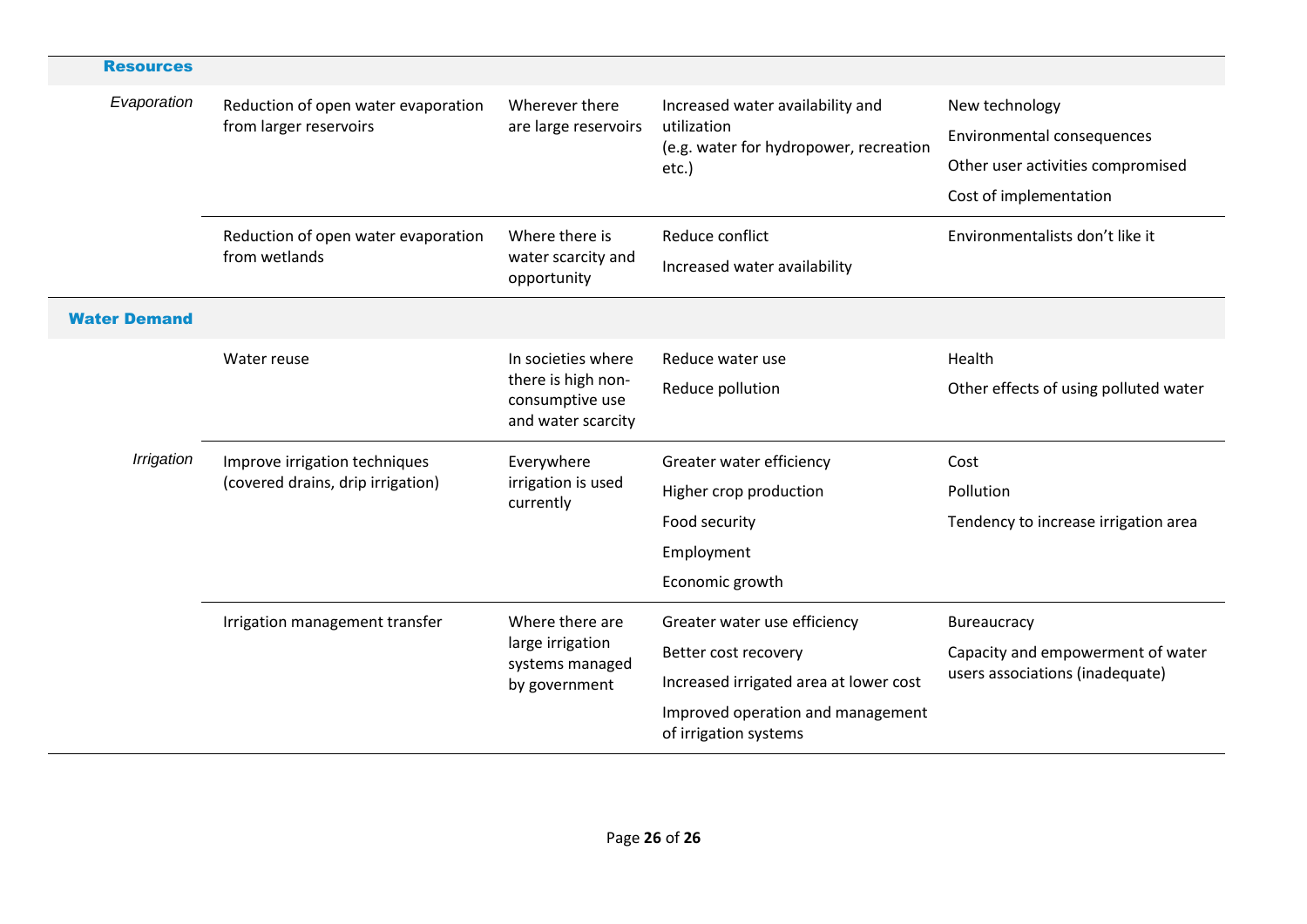| | | | | |
|---|---|---|---|---|
| **Resources** | | | | |
| *Evaporation* | Reduction of open water evaporation from larger reservoirs | Wherever there are large reservoirs | Increased water availability and utilization (e.g. water for hydropower, recreation etc.) | New technology<br>Environmental consequences<br>Other user activities compromised<br>Cost of implementation |
| | Reduction of open water evaporation from wetlands | Where there is water scarcity and opportunity | Reduce conflict<br>Increased water availability | Environmentalists don't like it |
| **Water Demand** | | | | |
| | Water reuse | In societies where there is high non-consumptive use and water scarcity | Reduce water use<br>Reduce pollution | Health<br>Other effects of using polluted water |
| *Irrigation* | Improve irrigation techniques (covered drains, drip irrigation) | Everywhere irrigation is used currently | Greater water efficiency<br>Higher crop production<br>Food security<br>Employment<br>Economic growth | Cost<br>Pollution<br>Tendency to increase irrigation area |
| | Irrigation management transfer | Where there are large irrigation systems managed by government | Greater water use efficiency<br>Better cost recovery<br>Increased irrigated area at lower cost<br>Improved operation and management of irrigation systems | Bureaucracy<br>Capacity and empowerment of water users associations (inadequate) |